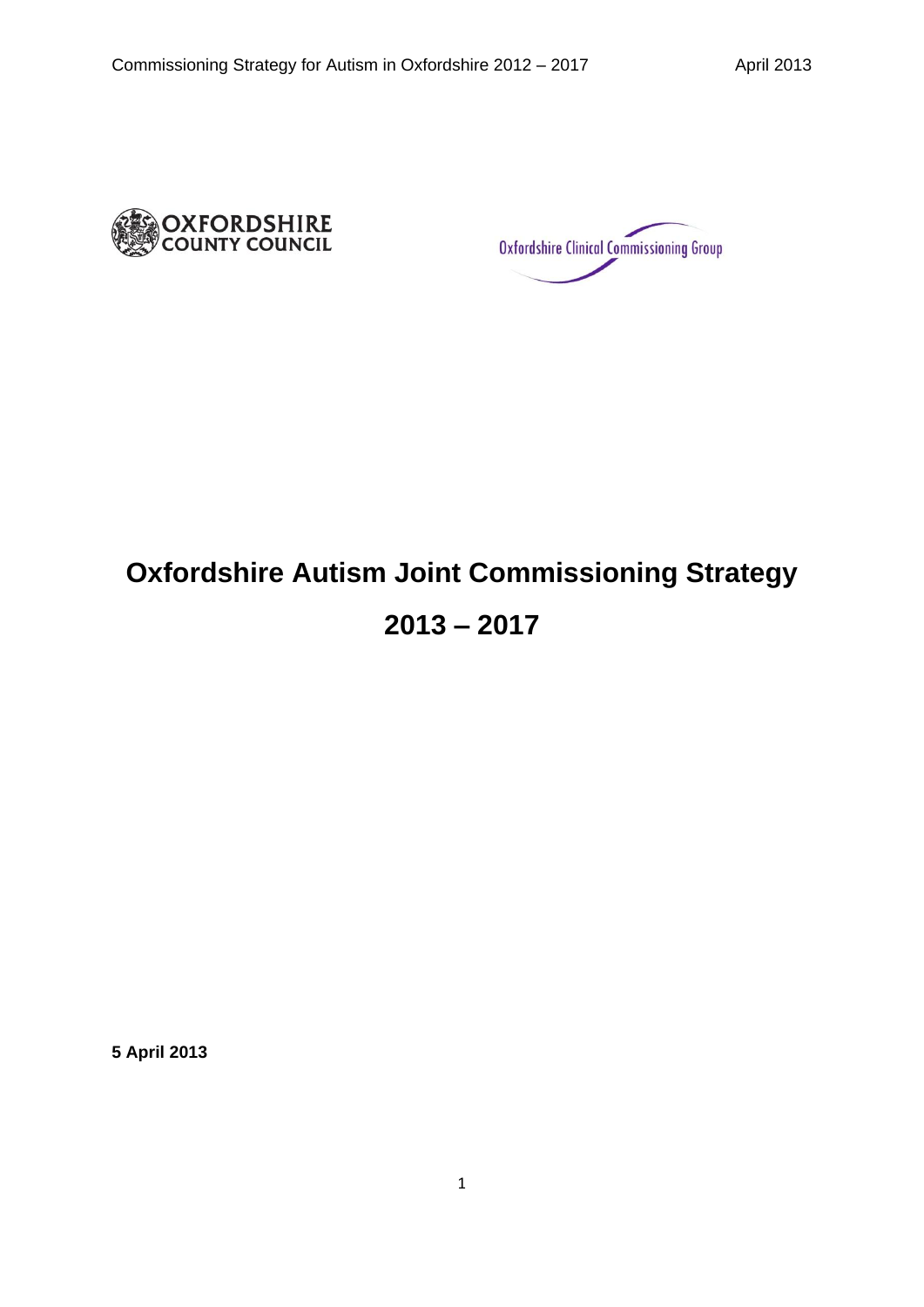OXFORDSHIRE COUNTY COUNCIL

Oxfordshire Clinical Commissioning Group

# Oxfordshire Autism Joint Commissioning Strategy

# 2013 – 2017

**5 April 2013**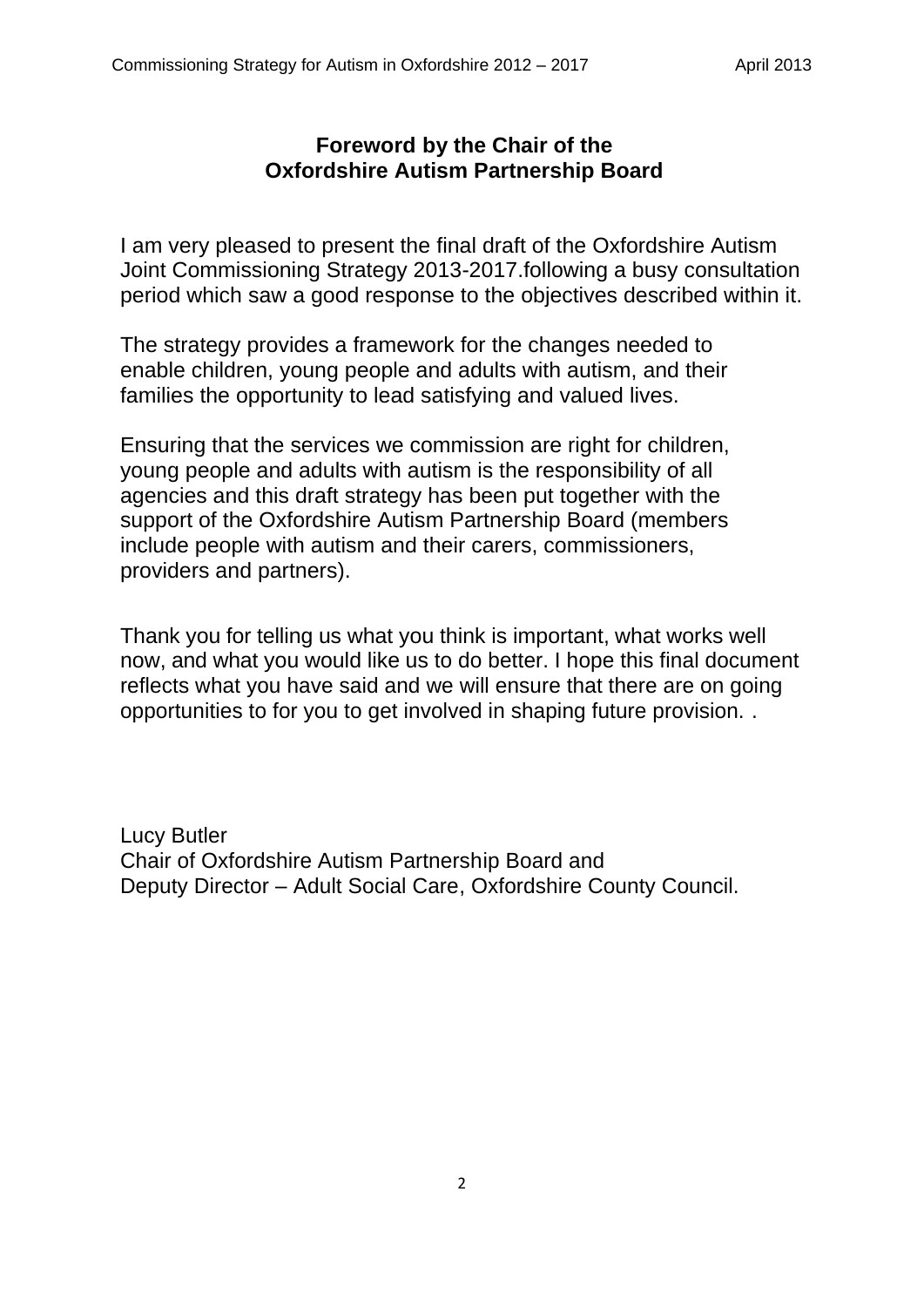## Foreword by the Chair of the Oxfordshire Autism Partnership Board

I am very pleased to present the final draft of the Oxfordshire Autism Joint Commissioning Strategy 2013-2017.following a busy consultation period which saw a good response to the objectives described within it.

The strategy provides a framework for the changes needed to enable children, young people and adults with autism, and their families the opportunity to lead satisfying and valued lives.

Ensuring that the services we commission are right for children, young people and adults with autism is the responsibility of all agencies and this draft strategy has been put together with the support of the Oxfordshire Autism Partnership Board (members include people with autism and their carers, commissioners, providers and partners).

Thank you for telling us what you think is important, what works well now, and what you would like us to do better. I hope this final document reflects what you have said and we will ensure that there are on going opportunities to for you to get involved in shaping future provision. .

Lucy Butler
Chair of Oxfordshire Autism Partnership Board and
Deputy Director – Adult Social Care, Oxfordshire County Council.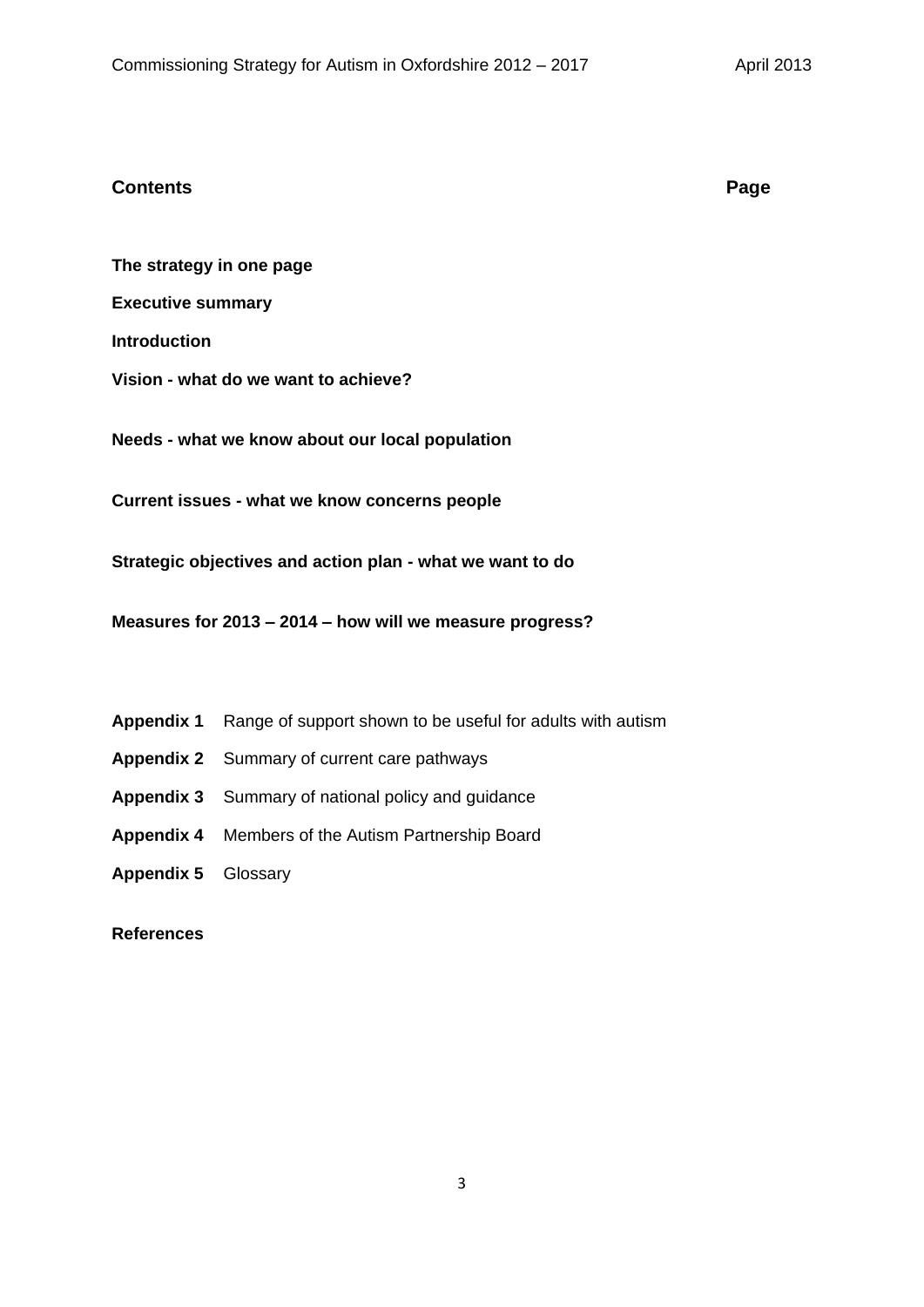## Contents

**Page**

**The strategy in one page**

**Executive summary**

**Introduction**

**Vision - what do we want to achieve?**

**Needs - what we know about our local population**

**Current issues - what we know concerns people**

**Strategic objectives and action plan - what we want to do**

**Measures for 2013 – 2014 – how will we measure progress?**

**Appendix 1** Range of support shown to be useful for adults with autism

**Appendix 2** Summary of current care pathways

**Appendix 3** Summary of national policy and guidance

**Appendix 4** Members of the Autism Partnership Board

**Appendix 5** Glossary

**References**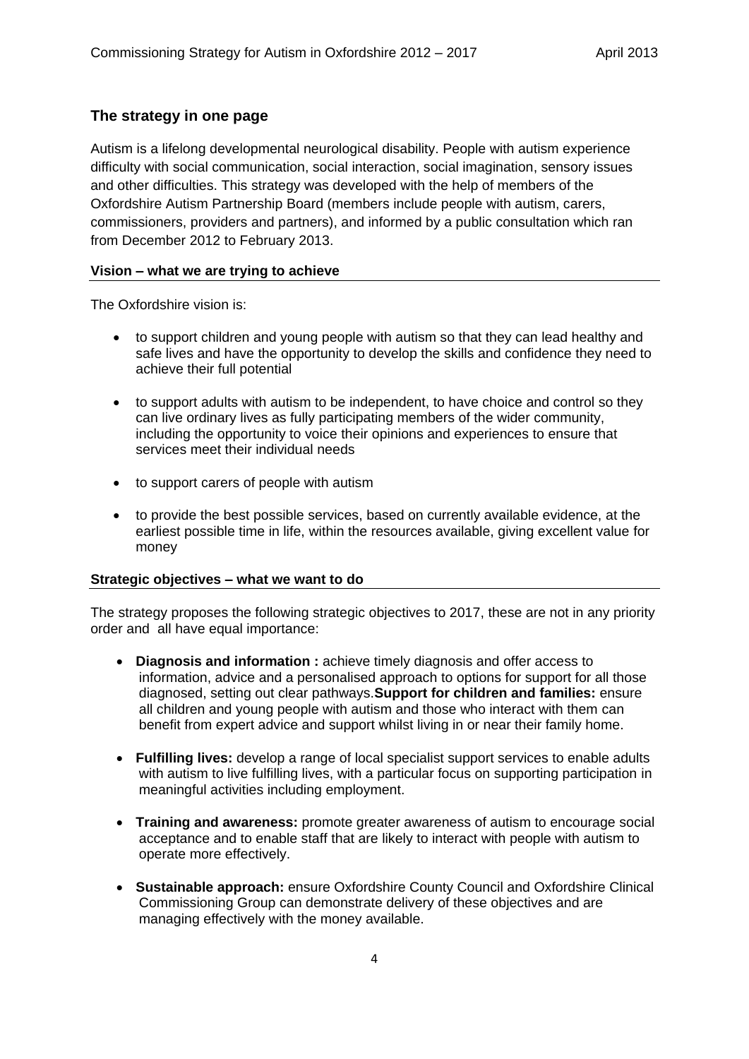## The strategy in one page

Autism is a lifelong developmental neurological disability. People with autism experience difficulty with social communication, social interaction, social imagination, sensory issues and other difficulties. This strategy was developed with the help of members of the Oxfordshire Autism Partnership Board (members include people with autism, carers, commissioners, providers and partners), and informed by a public consultation which ran from December 2012 to February 2013.

### Vision – what we are trying to achieve

The Oxfordshire vision is:

- to support children and young people with autism so that they can lead healthy and safe lives and have the opportunity to develop the skills and confidence they need to achieve their full potential
- to support adults with autism to be independent, to have choice and control so they can live ordinary lives as fully participating members of the wider community, including the opportunity to voice their opinions and experiences to ensure that services meet their individual needs
- to support carers of people with autism
- to provide the best possible services, based on currently available evidence, at the earliest possible time in life, within the resources available, giving excellent value for money

### Strategic objectives – what we want to do

The strategy proposes the following strategic objectives to 2017, these are not in any priority order and all have equal importance:

- **Diagnosis and information :** achieve timely diagnosis and offer access to information, advice and a personalised approach to options for support for all those diagnosed, setting out clear pathways.**Support for children and families:** ensure all children and young people with autism and those who interact with them can benefit from expert advice and support whilst living in or near their family home.
- **Fulfilling lives:** develop a range of local specialist support services to enable adults with autism to live fulfilling lives, with a particular focus on supporting participation in meaningful activities including employment.
- **Training and awareness:** promote greater awareness of autism to encourage social acceptance and to enable staff that are likely to interact with people with autism to operate more effectively.
- **Sustainable approach:** ensure Oxfordshire County Council and Oxfordshire Clinical Commissioning Group can demonstrate delivery of these objectives and are managing effectively with the money available.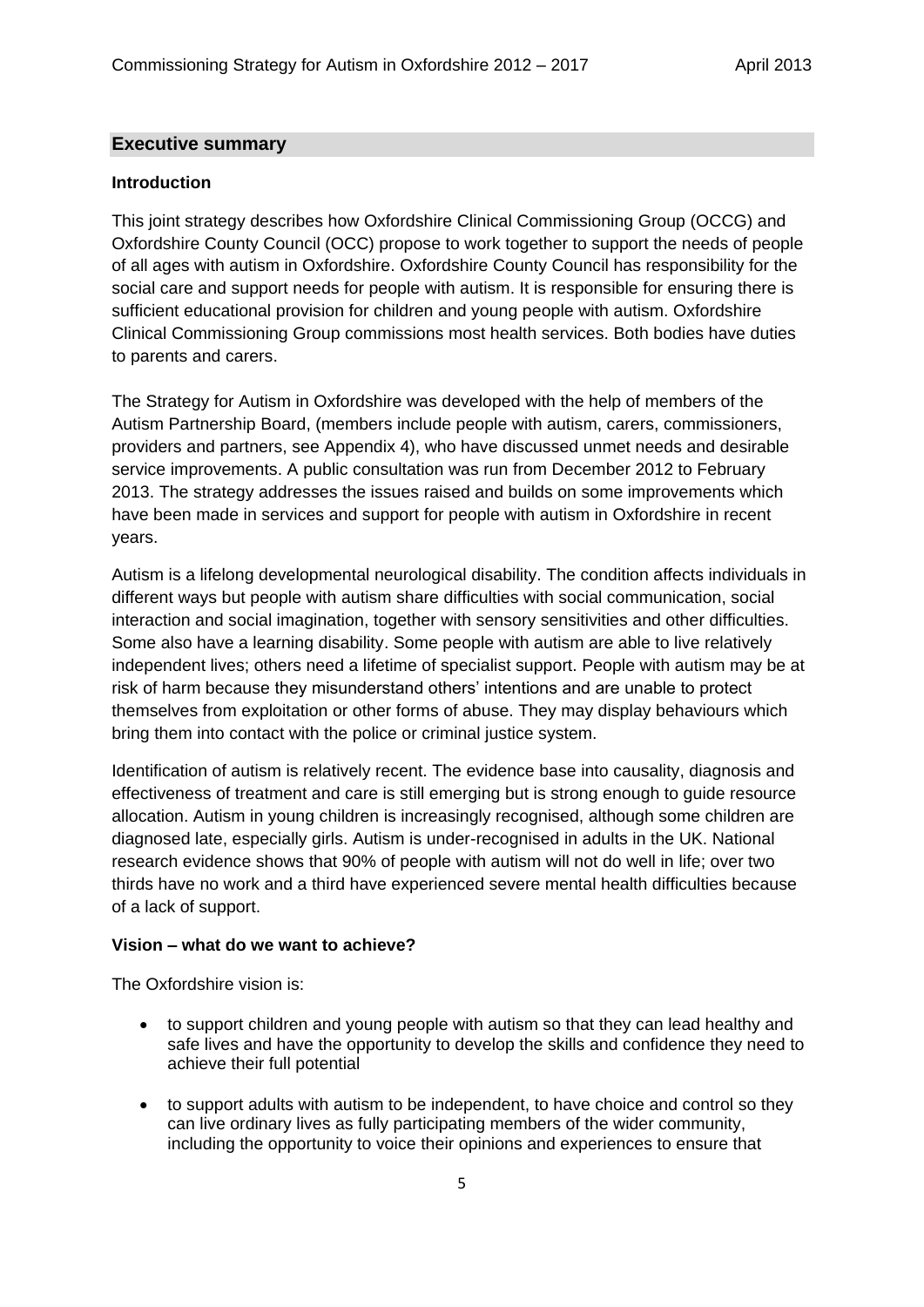## Executive summary

### Introduction

This joint strategy describes how Oxfordshire Clinical Commissioning Group (OCCG) and Oxfordshire County Council (OCC) propose to work together to support the needs of people of all ages with autism in Oxfordshire. Oxfordshire County Council has responsibility for the social care and support needs for people with autism. It is responsible for ensuring there is sufficient educational provision for children and young people with autism. Oxfordshire Clinical Commissioning Group commissions most health services. Both bodies have duties to parents and carers.

The Strategy for Autism in Oxfordshire was developed with the help of members of the Autism Partnership Board, (members include people with autism, carers, commissioners, providers and partners, see Appendix 4), who have discussed unmet needs and desirable service improvements. A public consultation was run from December 2012 to February 2013. The strategy addresses the issues raised and builds on some improvements which have been made in services and support for people with autism in Oxfordshire in recent years.

Autism is a lifelong developmental neurological disability. The condition affects individuals in different ways but people with autism share difficulties with social communication, social interaction and social imagination, together with sensory sensitivities and other difficulties. Some also have a learning disability. Some people with autism are able to live relatively independent lives; others need a lifetime of specialist support. People with autism may be at risk of harm because they misunderstand others' intentions and are unable to protect themselves from exploitation or other forms of abuse. They may display behaviours which bring them into contact with the police or criminal justice system.

Identification of autism is relatively recent. The evidence base into causality, diagnosis and effectiveness of treatment and care is still emerging but is strong enough to guide resource allocation. Autism in young children is increasingly recognised, although some children are diagnosed late, especially girls. Autism is under-recognised in adults in the UK. National research evidence shows that 90% of people with autism will not do well in life; over two thirds have no work and a third have experienced severe mental health difficulties because of a lack of support.

### Vision – what do we want to achieve?

The Oxfordshire vision is:

- to support children and young people with autism so that they can lead healthy and safe lives and have the opportunity to develop the skills and confidence they need to achieve their full potential
- to support adults with autism to be independent, to have choice and control so they can live ordinary lives as fully participating members of the wider community, including the opportunity to voice their opinions and experiences to ensure that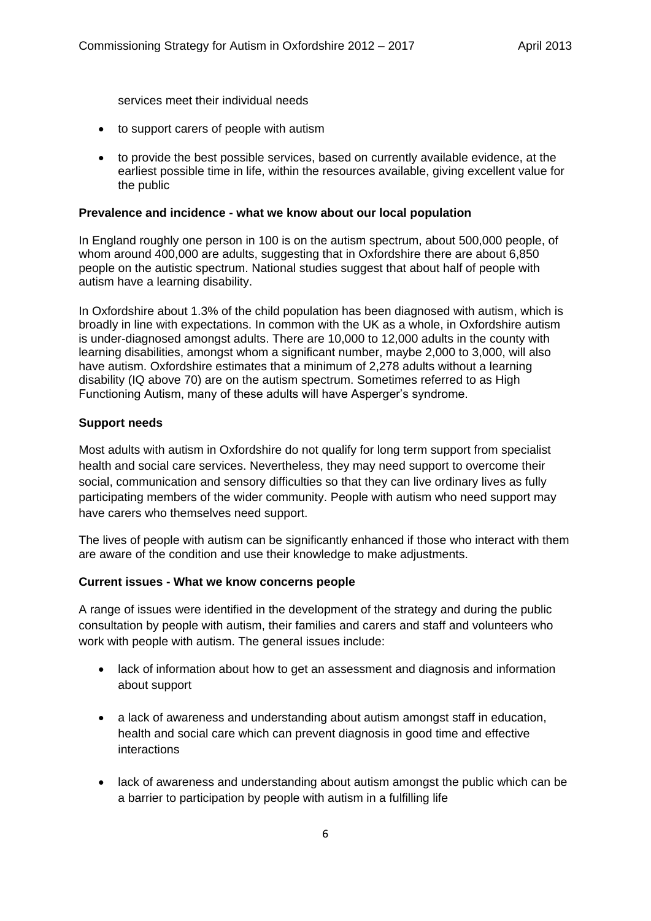services meet their individual needs

- to support carers of people with autism
- to provide the best possible services, based on currently available evidence, at the earliest possible time in life, within the resources available, giving excellent value for the public

**Prevalence and incidence - what we know about our local population**

In England roughly one person in 100 is on the autism spectrum, about 500,000 people, of whom around 400,000 are adults, suggesting that in Oxfordshire there are about 6,850 people on the autistic spectrum. National studies suggest that about half of people with autism have a learning disability.

In Oxfordshire about 1.3% of the child population has been diagnosed with autism, which is broadly in line with expectations. In common with the UK as a whole, in Oxfordshire autism is under-diagnosed amongst adults. There are 10,000 to 12,000 adults in the county with learning disabilities, amongst whom a significant number, maybe 2,000 to 3,000, will also have autism. Oxfordshire estimates that a minimum of 2,278 adults without a learning disability (IQ above 70) are on the autism spectrum. Sometimes referred to as High Functioning Autism, many of these adults will have Asperger's syndrome.

**Support needs**

Most adults with autism in Oxfordshire do not qualify for long term support from specialist health and social care services. Nevertheless, they may need support to overcome their social, communication and sensory difficulties so that they can live ordinary lives as fully participating members of the wider community. People with autism who need support may have carers who themselves need support.

The lives of people with autism can be significantly enhanced if those who interact with them are aware of the condition and use their knowledge to make adjustments.

**Current issues - What we know concerns people**

A range of issues were identified in the development of the strategy and during the public consultation by people with autism, their families and carers and staff and volunteers who work with people with autism. The general issues include:

- lack of information about how to get an assessment and diagnosis and information about support
- a lack of awareness and understanding about autism amongst staff in education, health and social care which can prevent diagnosis in good time and effective interactions
- lack of awareness and understanding about autism amongst the public which can be a barrier to participation by people with autism in a fulfilling life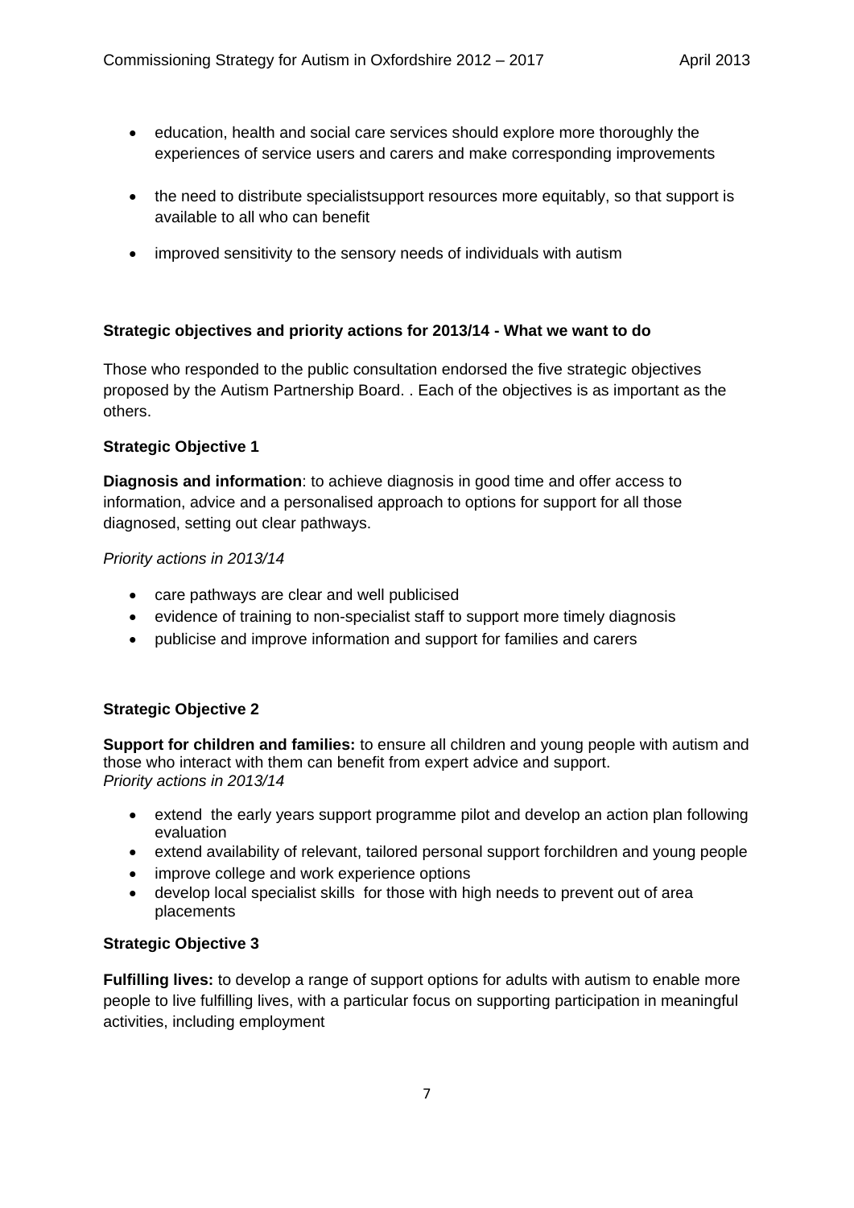- education, health and social care services should explore more thoroughly the experiences of service users and carers and make corresponding improvements

- the need to distribute specialistsupport resources more equitably, so that support is available to all who can benefit

- improved sensitivity to the sensory needs of individuals with autism

**Strategic objectives and priority actions for 2013/14 - What we want to do**

Those who responded to the public consultation endorsed the five strategic objectives proposed by the Autism Partnership Board. . Each of the objectives is as important as the others.

**Strategic Objective 1**

**Diagnosis and information**: to achieve diagnosis in good time and offer access to information, advice and a personalised approach to options for support for all those diagnosed, setting out clear pathways.

*Priority actions in 2013/14*

- care pathways are clear and well publicised
- evidence of training to non-specialist staff to support more timely diagnosis
- publicise and improve information and support for families and carers

**Strategic Objective 2**

**Support for children and families:** to ensure all children and young people with autism and those who interact with them can benefit from expert advice and support.
*Priority actions in 2013/14*

- extend the early years support programme pilot and develop an action plan following evaluation
- extend availability of relevant, tailored personal support forchildren and young people
- improve college and work experience options
- develop local specialist skills for those with high needs to prevent out of area placements

**Strategic Objective 3**

**Fulfilling lives:** to develop a range of support options for adults with autism to enable more people to live fulfilling lives, with a particular focus on supporting participation in meaningful activities, including employment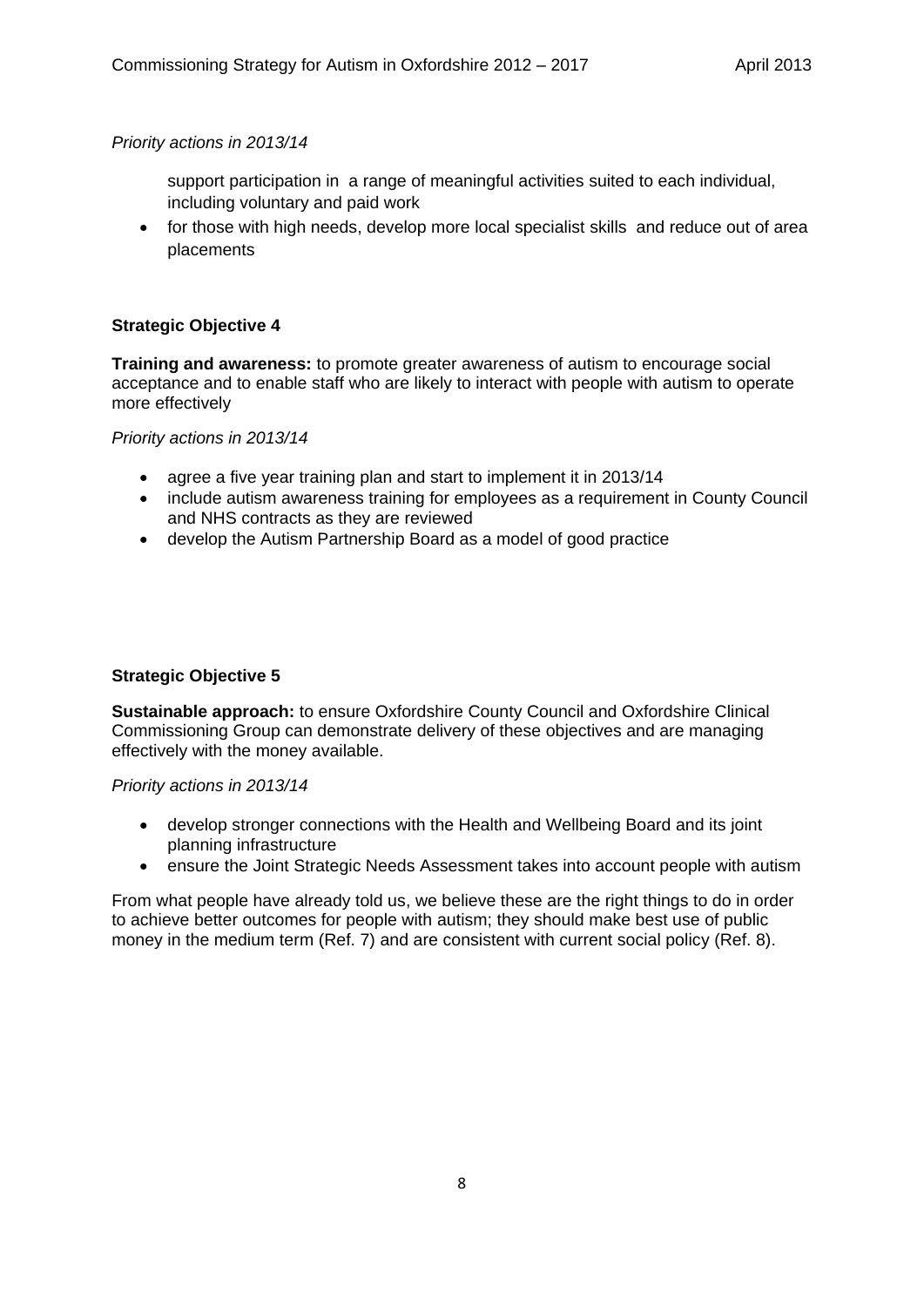*Priority actions in 2013/14*

support participation in a range of meaningful activities suited to each individual, including voluntary and paid work

- for those with high needs, develop more local specialist skills and reduce out of area placements

**Strategic Objective 4**

**Training and awareness:** to promote greater awareness of autism to encourage social acceptance and to enable staff who are likely to interact with people with autism to operate more effectively

*Priority actions in 2013/14*

- agree a five year training plan and start to implement it in 2013/14
- include autism awareness training for employees as a requirement in County Council and NHS contracts as they are reviewed
- develop the Autism Partnership Board as a model of good practice

**Strategic Objective 5**

**Sustainable approach:** to ensure Oxfordshire County Council and Oxfordshire Clinical Commissioning Group can demonstrate delivery of these objectives and are managing effectively with the money available.

*Priority actions in 2013/14*

- develop stronger connections with the Health and Wellbeing Board and its joint planning infrastructure
- ensure the Joint Strategic Needs Assessment takes into account people with autism

From what people have already told us, we believe these are the right things to do in order to achieve better outcomes for people with autism; they should make best use of public money in the medium term (Ref. 7) and are consistent with current social policy (Ref. 8).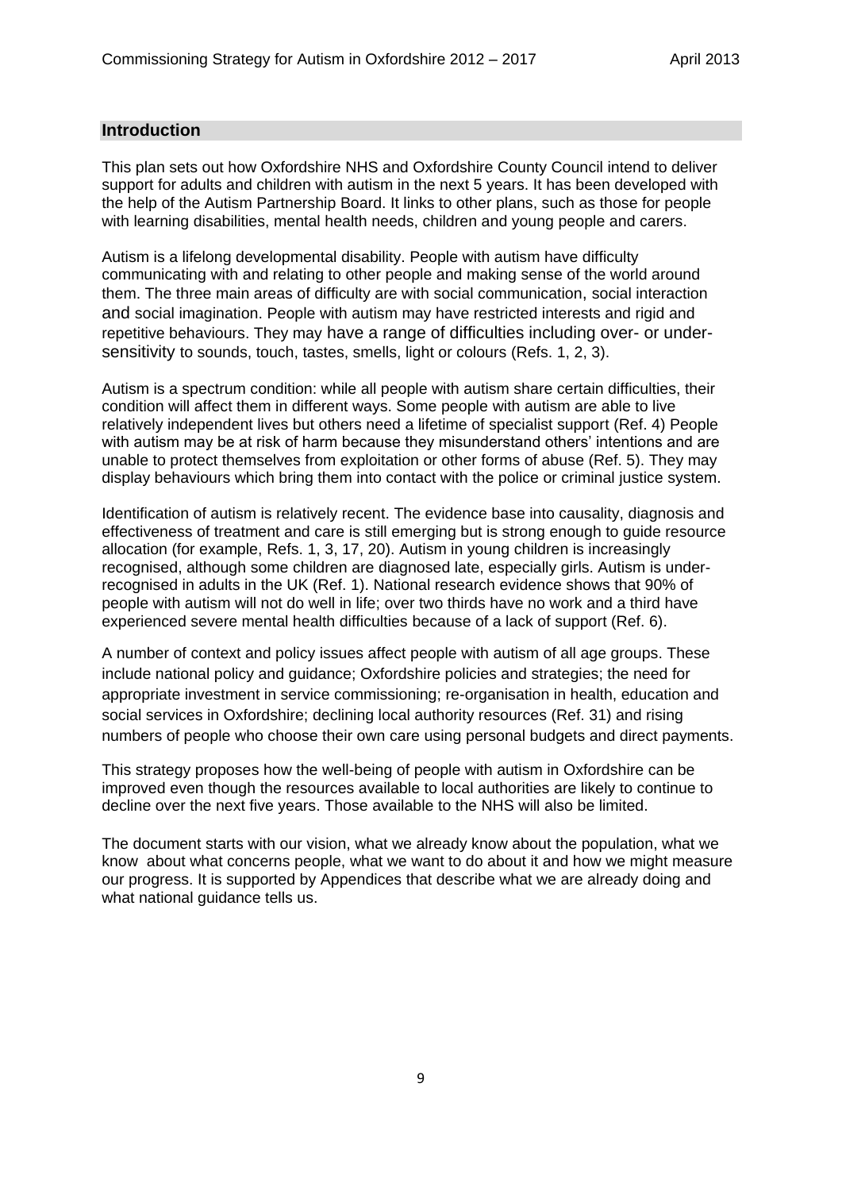## Introduction

This plan sets out how Oxfordshire NHS and Oxfordshire County Council intend to deliver support for adults and children with autism in the next 5 years. It has been developed with the help of the Autism Partnership Board. It links to other plans, such as those for people with learning disabilities, mental health needs, children and young people and carers.

Autism is a lifelong developmental disability. People with autism have difficulty communicating with and relating to other people and making sense of the world around them. The three main areas of difficulty are with social communication, social interaction and social imagination. People with autism may have restricted interests and rigid and repetitive behaviours. They may have a range of difficulties including over- or under-sensitivity to sounds, touch, tastes, smells, light or colours (Refs. 1, 2, 3).

Autism is a spectrum condition: while all people with autism share certain difficulties, their condition will affect them in different ways. Some people with autism are able to live relatively independent lives but others need a lifetime of specialist support (Ref. 4) People with autism may be at risk of harm because they misunderstand others' intentions and are unable to protect themselves from exploitation or other forms of abuse (Ref. 5). They may display behaviours which bring them into contact with the police or criminal justice system.

Identification of autism is relatively recent. The evidence base into causality, diagnosis and effectiveness of treatment and care is still emerging but is strong enough to guide resource allocation (for example, Refs. 1, 3, 17, 20). Autism in young children is increasingly recognised, although some children are diagnosed late, especially girls. Autism is under-recognised in adults in the UK (Ref. 1). National research evidence shows that 90% of people with autism will not do well in life; over two thirds have no work and a third have experienced severe mental health difficulties because of a lack of support (Ref. 6).

A number of context and policy issues affect people with autism of all age groups. These include national policy and guidance; Oxfordshire policies and strategies; the need for appropriate investment in service commissioning; re-organisation in health, education and social services in Oxfordshire; declining local authority resources (Ref. 31) and rising numbers of people who choose their own care using personal budgets and direct payments.

This strategy proposes how the well-being of people with autism in Oxfordshire can be improved even though the resources available to local authorities are likely to continue to decline over the next five years. Those available to the NHS will also be limited.

The document starts with our vision, what we already know about the population, what we know about what concerns people, what we want to do about it and how we might measure our progress. It is supported by Appendices that describe what we are already doing and what national guidance tells us.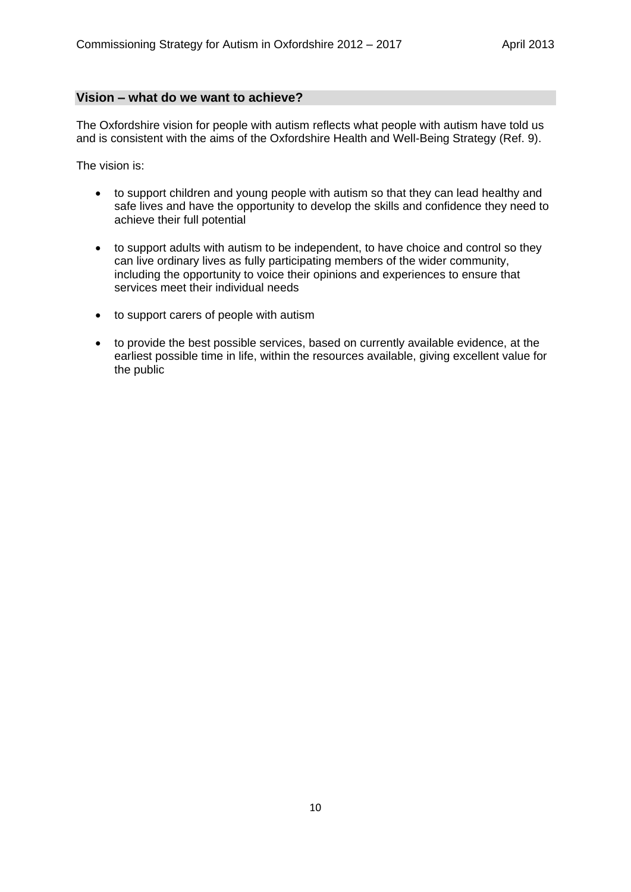## Vision – what do we want to achieve?

The Oxfordshire vision for people with autism reflects what people with autism have told us and is consistent with the aims of the Oxfordshire Health and Well-Being Strategy (Ref. 9).

The vision is:

- to support children and young people with autism so that they can lead healthy and safe lives and have the opportunity to develop the skills and confidence they need to achieve their full potential
- to support adults with autism to be independent, to have choice and control so they can live ordinary lives as fully participating members of the wider community, including the opportunity to voice their opinions and experiences to ensure that services meet their individual needs
- to support carers of people with autism
- to provide the best possible services, based on currently available evidence, at the earliest possible time in life, within the resources available, giving excellent value for the public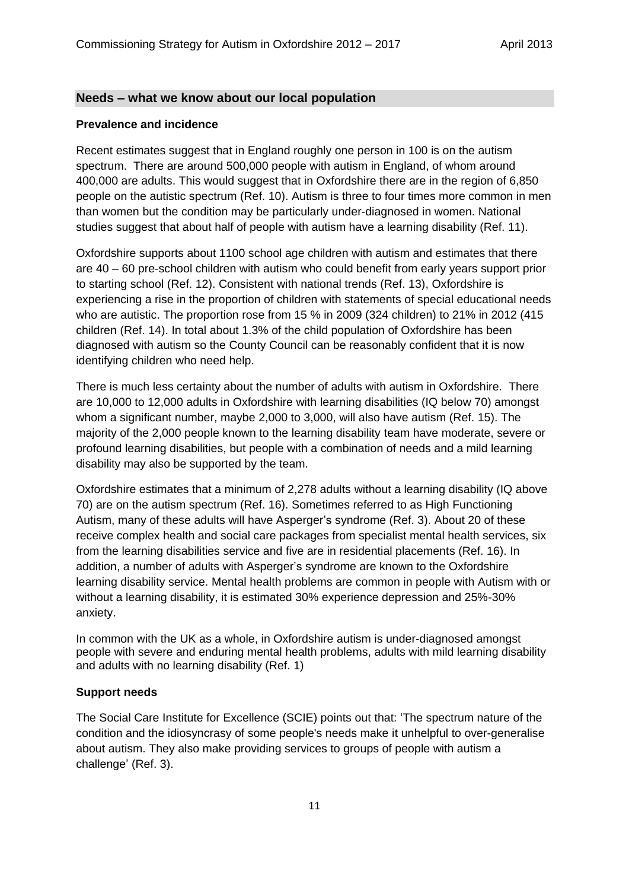## Needs – what we know about our local population

**Prevalence and incidence**

Recent estimates suggest that in England roughly one person in 100 is on the autism spectrum. There are around 500,000 people with autism in England, of whom around 400,000 are adults. This would suggest that in Oxfordshire there are in the region of 6,850 people on the autistic spectrum (Ref. 10). Autism is three to four times more common in men than women but the condition may be particularly under-diagnosed in women. National studies suggest that about half of people with autism have a learning disability (Ref. 11).

Oxfordshire supports about 1100 school age children with autism and estimates that there are 40 – 60 pre-school children with autism who could benefit from early years support prior to starting school (Ref. 12). Consistent with national trends (Ref. 13), Oxfordshire is experiencing a rise in the proportion of children with statements of special educational needs who are autistic. The proportion rose from 15 % in 2009 (324 children) to 21% in 2012 (415 children (Ref. 14). In total about 1.3% of the child population of Oxfordshire has been diagnosed with autism so the County Council can be reasonably confident that it is now identifying children who need help.

There is much less certainty about the number of adults with autism in Oxfordshire. There are 10,000 to 12,000 adults in Oxfordshire with learning disabilities (IQ below 70) amongst whom a significant number, maybe 2,000 to 3,000, will also have autism (Ref. 15). The majority of the 2,000 people known to the learning disability team have moderate, severe or profound learning disabilities, but people with a combination of needs and a mild learning disability may also be supported by the team.

Oxfordshire estimates that a minimum of 2,278 adults without a learning disability (IQ above 70) are on the autism spectrum (Ref. 16). Sometimes referred to as High Functioning Autism, many of these adults will have Asperger's syndrome (Ref. 3). About 20 of these receive complex health and social care packages from specialist mental health services, six from the learning disabilities service and five are in residential placements (Ref. 16). In addition, a number of adults with Asperger's syndrome are known to the Oxfordshire learning disability service. Mental health problems are common in people with Autism with or without a learning disability, it is estimated 30% experience depression and 25%-30% anxiety.

In common with the UK as a whole, in Oxfordshire autism is under-diagnosed amongst people with severe and enduring mental health problems, adults with mild learning disability and adults with no learning disability (Ref. 1)

**Support needs**

The Social Care Institute for Excellence (SCIE) points out that: 'The spectrum nature of the condition and the idiosyncrasy of some people's needs make it unhelpful to over-generalise about autism. They also make providing services to groups of people with autism a challenge' (Ref. 3).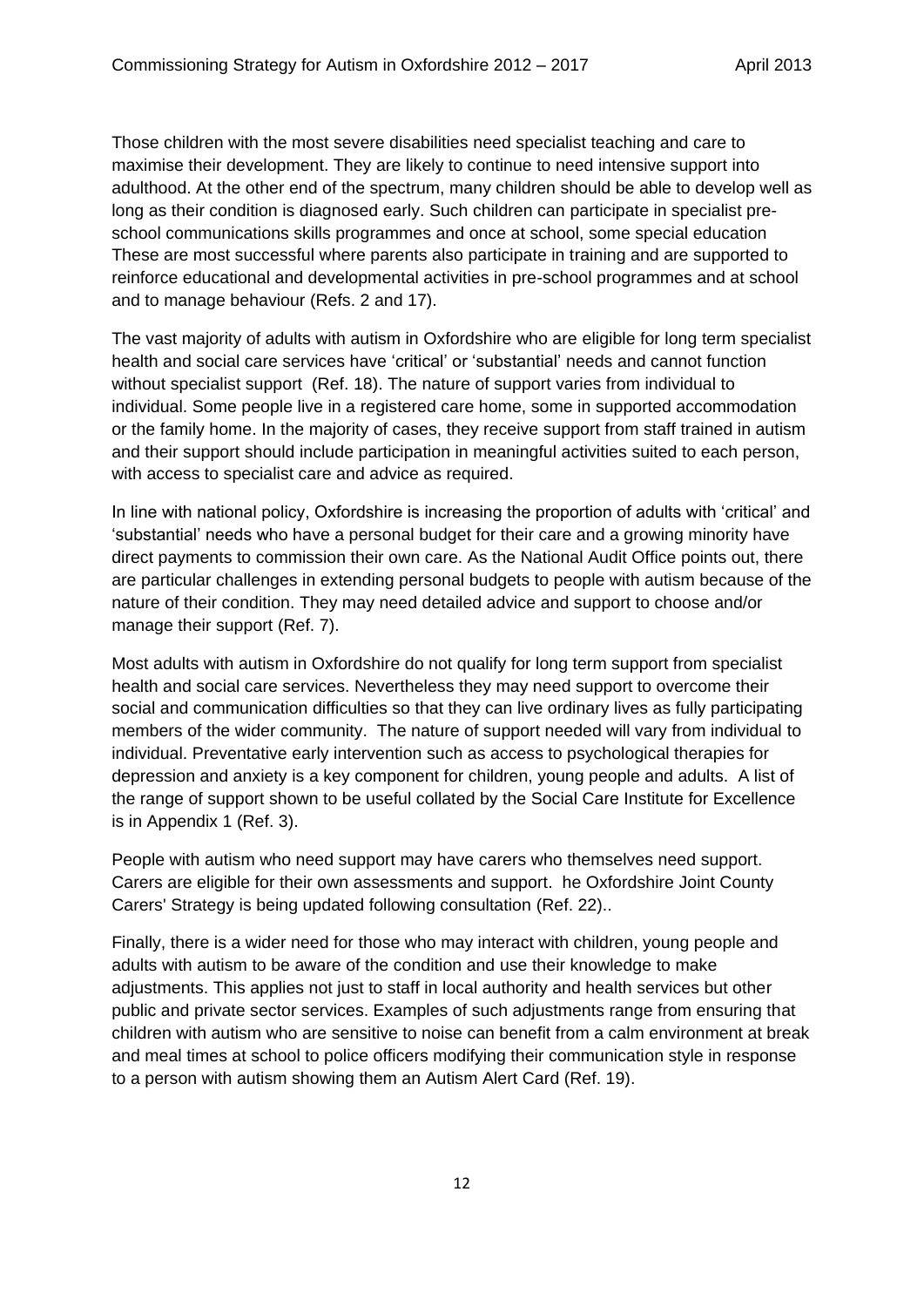Those children with the most severe disabilities need specialist teaching and care to maximise their development. They are likely to continue to need intensive support into adulthood. At the other end of the spectrum, many children should be able to develop well as long as their condition is diagnosed early. Such children can participate in specialist pre-school communications skills programmes and once at school, some special education These are most successful where parents also participate in training and are supported to reinforce educational and developmental activities in pre-school programmes and at school and to manage behaviour (Refs. 2 and 17).

The vast majority of adults with autism in Oxfordshire who are eligible for long term specialist health and social care services have 'critical' or 'substantial' needs and cannot function without specialist support (Ref. 18). The nature of support varies from individual to individual. Some people live in a registered care home, some in supported accommodation or the family home. In the majority of cases, they receive support from staff trained in autism and their support should include participation in meaningful activities suited to each person, with access to specialist care and advice as required.

In line with national policy, Oxfordshire is increasing the proportion of adults with 'critical' and 'substantial' needs who have a personal budget for their care and a growing minority have direct payments to commission their own care. As the National Audit Office points out, there are particular challenges in extending personal budgets to people with autism because of the nature of their condition. They may need detailed advice and support to choose and/or manage their support (Ref. 7).

Most adults with autism in Oxfordshire do not qualify for long term support from specialist health and social care services. Nevertheless they may need support to overcome their social and communication difficulties so that they can live ordinary lives as fully participating members of the wider community. The nature of support needed will vary from individual to individual. Preventative early intervention such as access to psychological therapies for depression and anxiety is a key component for children, young people and adults. A list of the range of support shown to be useful collated by the Social Care Institute for Excellence is in Appendix 1 (Ref. 3).

People with autism who need support may have carers who themselves need support. Carers are eligible for their own assessments and support. he Oxfordshire Joint County Carers' Strategy is being updated following consultation (Ref. 22)..

Finally, there is a wider need for those who may interact with children, young people and adults with autism to be aware of the condition and use their knowledge to make adjustments. This applies not just to staff in local authority and health services but other public and private sector services. Examples of such adjustments range from ensuring that children with autism who are sensitive to noise can benefit from a calm environment at break and meal times at school to police officers modifying their communication style in response to a person with autism showing them an Autism Alert Card (Ref. 19).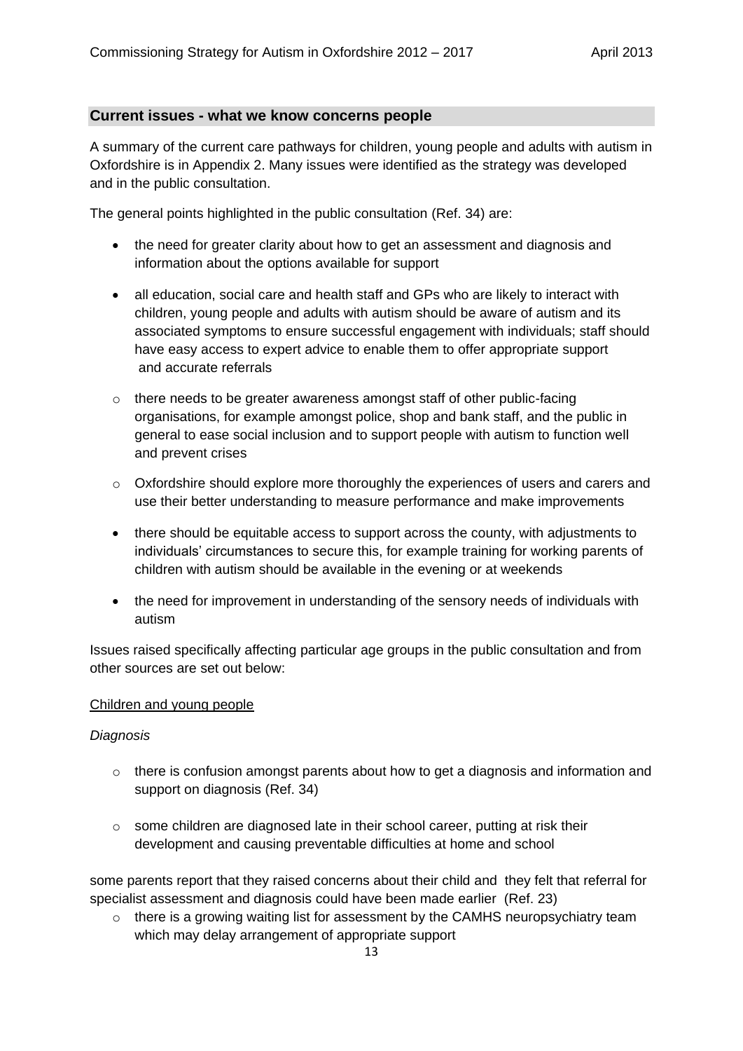## Current issues - what we know concerns people

A summary of the current care pathways for children, young people and adults with autism in Oxfordshire is in Appendix 2. Many issues were identified as the strategy was developed and in the public consultation.

The general points highlighted in the public consultation (Ref. 34) are:

- the need for greater clarity about how to get an assessment and diagnosis and information about the options available for support
- all education, social care and health staff and GPs who are likely to interact with children, young people and adults with autism should be aware of autism and its associated symptoms to ensure successful engagement with individuals; staff should have easy access to expert advice to enable them to offer appropriate support and accurate referrals
  - there needs to be greater awareness amongst staff of other public-facing organisations, for example amongst police, shop and bank staff, and the public in general to ease social inclusion and to support people with autism to function well and prevent crises
  - Oxfordshire should explore more thoroughly the experiences of users and carers and use their better understanding to measure performance and make improvements
- there should be equitable access to support across the county, with adjustments to individuals' circumstances to secure this, for example training for working parents of children with autism should be available in the evening or at weekends
- the need for improvement in understanding of the sensory needs of individuals with autism

Issues raised specifically affecting particular age groups in the public consultation and from other sources are set out below:

Children and young people

*Diagnosis*

- there is confusion amongst parents about how to get a diagnosis and information and support on diagnosis (Ref. 34)
- some children are diagnosed late in their school career, putting at risk their development and causing preventable difficulties at home and school

some parents report that they raised concerns about their child and they felt that referral for specialist assessment and diagnosis could have been made earlier (Ref. 23)

- there is a growing waiting list for assessment by the CAMHS neuropsychiatry team which may delay arrangement of appropriate support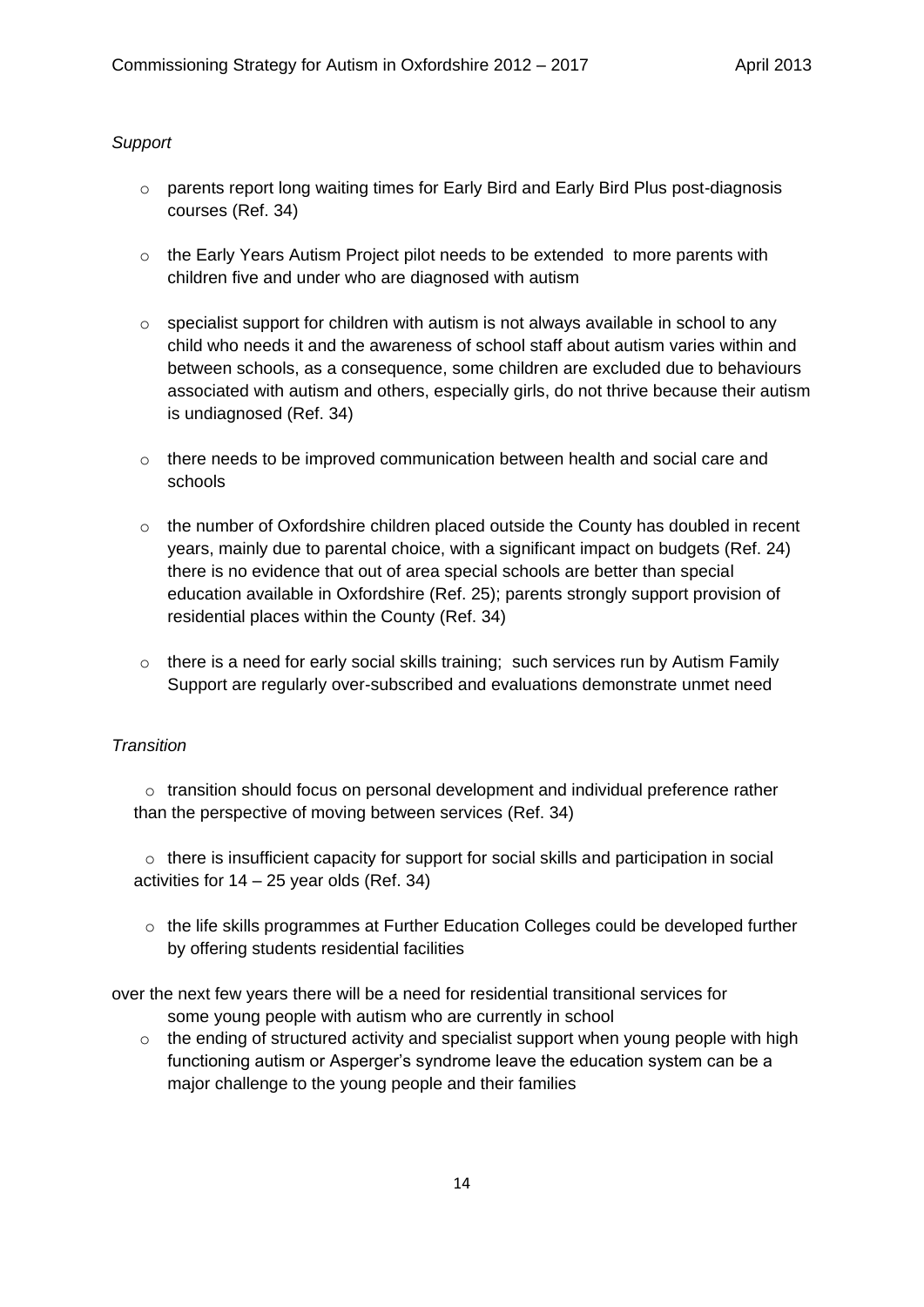*Support*

- parents report long waiting times for Early Bird and Early Bird Plus post-diagnosis courses (Ref. 34)
- the Early Years Autism Project pilot needs to be extended to more parents with children five and under who are diagnosed with autism
- specialist support for children with autism is not always available in school to any child who needs it and the awareness of school staff about autism varies within and between schools, as a consequence, some children are excluded due to behaviours associated with autism and others, especially girls, do not thrive because their autism is undiagnosed (Ref. 34)
- there needs to be improved communication between health and social care and schools
- the number of Oxfordshire children placed outside the County has doubled in recent years, mainly due to parental choice, with a significant impact on budgets (Ref. 24) there is no evidence that out of area special schools are better than special education available in Oxfordshire (Ref. 25); parents strongly support provision of residential places within the County (Ref. 34)
- there is a need for early social skills training; such services run by Autism Family Support are regularly over-subscribed and evaluations demonstrate unmet need

*Transition*

- transition should focus on personal development and individual preference rather than the perspective of moving between services (Ref. 34)
- there is insufficient capacity for support for social skills and participation in social activities for 14 – 25 year olds (Ref. 34)
- the life skills programmes at Further Education Colleges could be developed further by offering students residential facilities

over the next few years there will be a need for residential transitional services for some young people with autism who are currently in school

- the ending of structured activity and specialist support when young people with high functioning autism or Asperger's syndrome leave the education system can be a major challenge to the young people and their families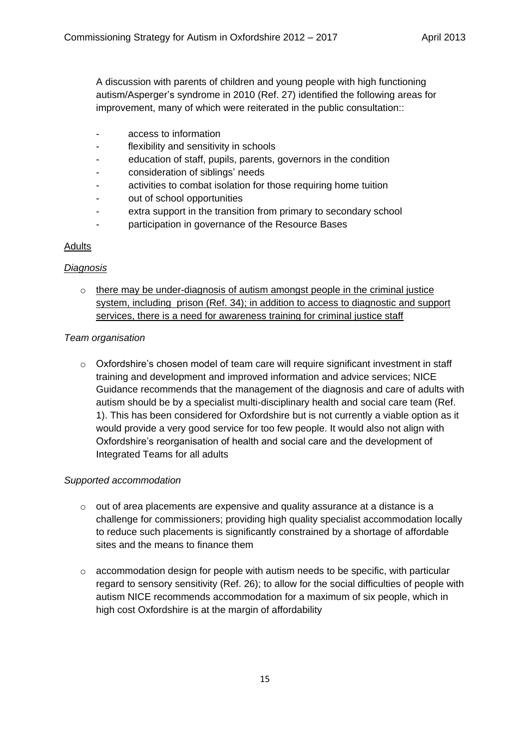A discussion with parents of children and young people with high functioning autism/Asperger's syndrome in 2010 (Ref. 27) identified the following areas for improvement, many of which were reiterated in the public consultation::

- access to information
- flexibility and sensitivity in schools
- education of staff, pupils, parents, governors in the condition
- consideration of siblings' needs
- activities to combat isolation for those requiring home tuition
- out of school opportunities
- extra support in the transition from primary to secondary school
- participation in governance of the Resource Bases

<u>Adults</u>

*<u>Diagnosis</u>*

- <u>there may be under-diagnosis of autism amongst people in the criminal justice system, including prison (Ref. 34); in addition to access to diagnostic and support services, there is a need for awareness training for criminal justice staff</u>

*Team organisation*

- Oxfordshire's chosen model of team care will require significant investment in staff training and development and improved information and advice services; NICE Guidance recommends that the management of the diagnosis and care of adults with autism should be by a specialist multi-disciplinary health and social care team (Ref. 1). This has been considered for Oxfordshire but is not currently a viable option as it would provide a very good service for too few people. It would also not align with Oxfordshire's reorganisation of health and social care and the development of Integrated Teams for all adults

*Supported accommodation*

- out of area placements are expensive and quality assurance at a distance is a challenge for commissioners; providing high quality specialist accommodation locally to reduce such placements is significantly constrained by a shortage of affordable sites and the means to finance them

- accommodation design for people with autism needs to be specific, with particular regard to sensory sensitivity (Ref. 26); to allow for the social difficulties of people with autism NICE recommends accommodation for a maximum of six people, which in high cost Oxfordshire is at the margin of affordability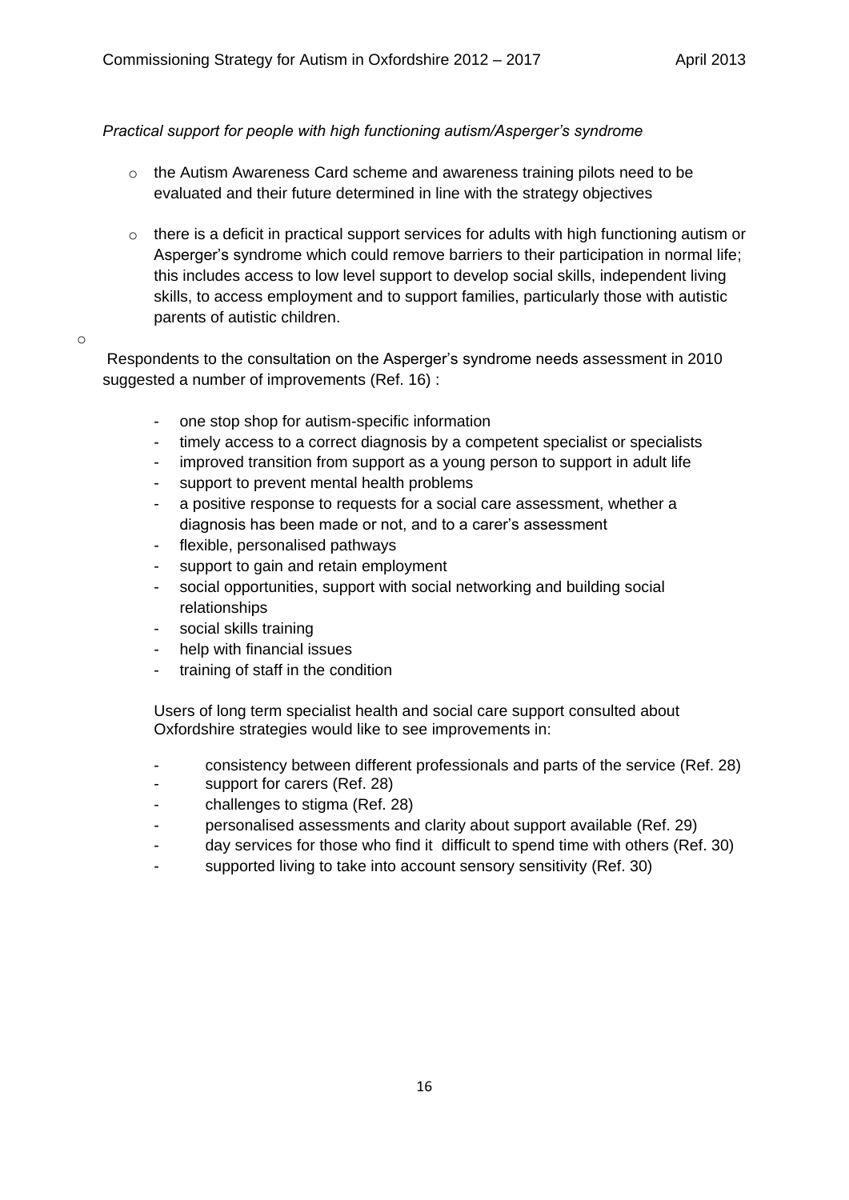*Practical support for people with high functioning autism/Asperger's syndrome*

- the Autism Awareness Card scheme and awareness training pilots need to be evaluated and their future determined in line with the strategy objectives
- there is a deficit in practical support services for adults with high functioning autism or Asperger's syndrome which could remove barriers to their participation in normal life; this includes access to low level support to develop social skills, independent living skills, to access employment and to support families, particularly those with autistic parents of autistic children.

Respondents to the consultation on the Asperger's syndrome needs assessment in 2010 suggested a number of improvements (Ref. 16) :

- one stop shop for autism-specific information
- timely access to a correct diagnosis by a competent specialist or specialists
- improved transition from support as a young person to support in adult life
- support to prevent mental health problems
- a positive response to requests for a social care assessment, whether a diagnosis has been made or not, and to a carer's assessment
- flexible, personalised pathways
- support to gain and retain employment
- social opportunities, support with social networking and building social relationships
- social skills training
- help with financial issues
- training of staff in the condition

Users of long term specialist health and social care support consulted about Oxfordshire strategies would like to see improvements in:

- consistency between different professionals and parts of the service (Ref. 28)
- support for carers (Ref. 28)
- challenges to stigma (Ref. 28)
- personalised assessments and clarity about support available (Ref. 29)
- day services for those who find it difficult to spend time with others (Ref. 30)
- supported living to take into account sensory sensitivity (Ref. 30)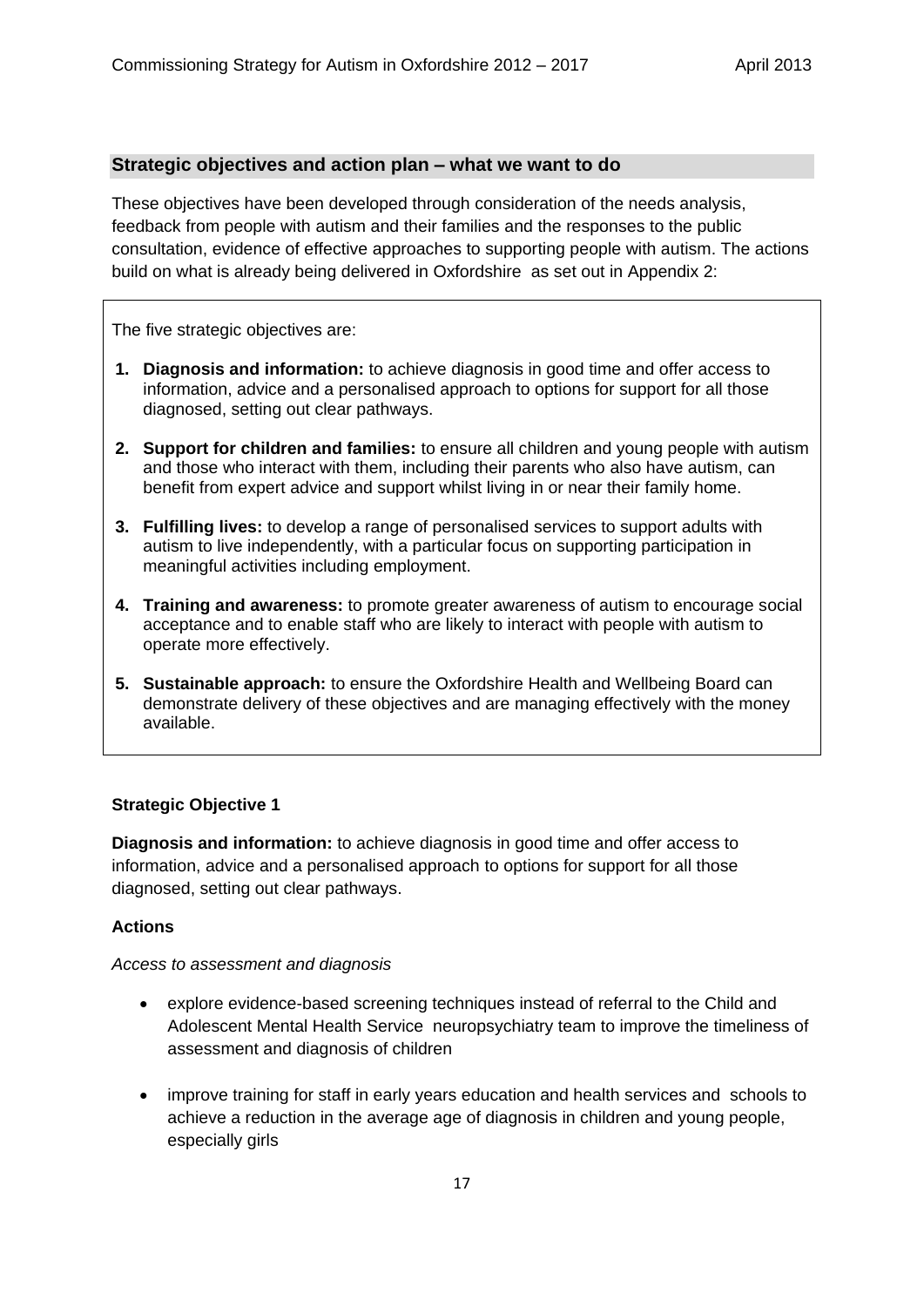## Strategic objectives and action plan – what we want to do

These objectives have been developed through consideration of the needs analysis, feedback from people with autism and their families and the responses to the public consultation, evidence of effective approaches to supporting people with autism. The actions build on what is already being delivered in Oxfordshire as set out in Appendix 2:

The five strategic objectives are:

1. **Diagnosis and information:** to achieve diagnosis in good time and offer access to information, advice and a personalised approach to options for support for all those diagnosed, setting out clear pathways.
2. **Support for children and families:** to ensure all children and young people with autism and those who interact with them, including their parents who also have autism, can benefit from expert advice and support whilst living in or near their family home.
3. **Fulfilling lives:** to develop a range of personalised services to support adults with autism to live independently, with a particular focus on supporting participation in meaningful activities including employment.
4. **Training and awareness:** to promote greater awareness of autism to encourage social acceptance and to enable staff who are likely to interact with people with autism to operate more effectively.
5. **Sustainable approach:** to ensure the Oxfordshire Health and Wellbeing Board can demonstrate delivery of these objectives and are managing effectively with the money available.

### Strategic Objective 1

**Diagnosis and information:** to achieve diagnosis in good time and offer access to information, advice and a personalised approach to options for support for all those diagnosed, setting out clear pathways.

#### Actions

*Access to assessment and diagnosis*

- explore evidence-based screening techniques instead of referral to the Child and Adolescent Mental Health Service neuropsychiatry team to improve the timeliness of assessment and diagnosis of children
- improve training for staff in early years education and health services and schools to achieve a reduction in the average age of diagnosis in children and young people, especially girls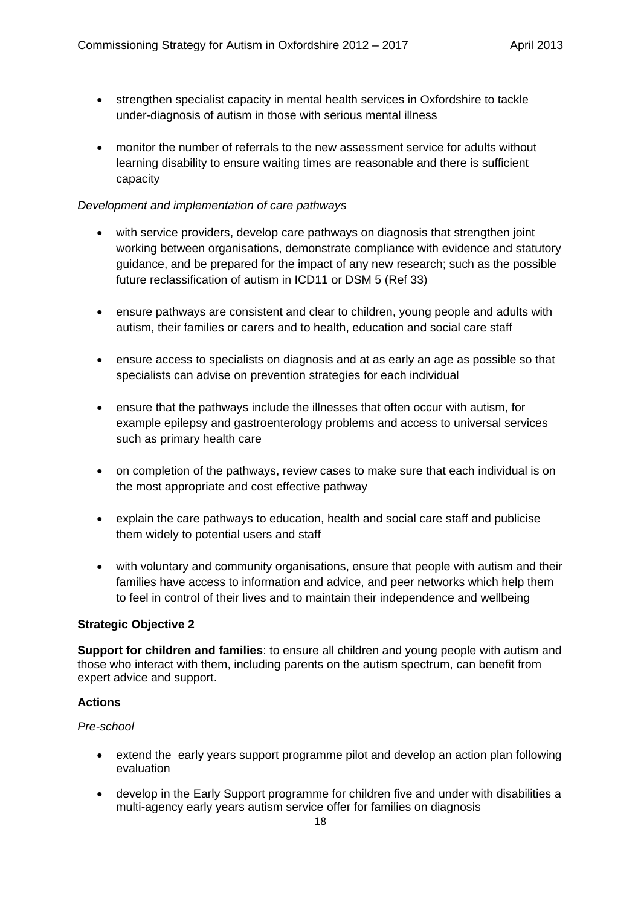- strengthen specialist capacity in mental health services in Oxfordshire to tackle under-diagnosis of autism in those with serious mental illness
- monitor the number of referrals to the new assessment service for adults without learning disability to ensure waiting times are reasonable and there is sufficient capacity

*Development and implementation of care pathways*

- with service providers, develop care pathways on diagnosis that strengthen joint working between organisations, demonstrate compliance with evidence and statutory guidance, and be prepared for the impact of any new research; such as the possible future reclassification of autism in ICD11 or DSM 5 (Ref 33)
- ensure pathways are consistent and clear to children, young people and adults with autism, their families or carers and to health, education and social care staff
- ensure access to specialists on diagnosis and at as early an age as possible so that specialists can advise on prevention strategies for each individual
- ensure that the pathways include the illnesses that often occur with autism, for example epilepsy and gastroenterology problems and access to universal services such as primary health care
- on completion of the pathways, review cases to make sure that each individual is on the most appropriate and cost effective pathway
- explain the care pathways to education, health and social care staff and publicise them widely to potential users and staff
- with voluntary and community organisations, ensure that people with autism and their families have access to information and advice, and peer networks which help them to feel in control of their lives and to maintain their independence and wellbeing

**Strategic Objective 2**

**Support for children and families**: to ensure all children and young people with autism and those who interact with them, including parents on the autism spectrum, can benefit from expert advice and support.

**Actions**

*Pre-school*

- extend the early years support programme pilot and develop an action plan following evaluation
- develop in the Early Support programme for children five and under with disabilities a multi-agency early years autism service offer for families on diagnosis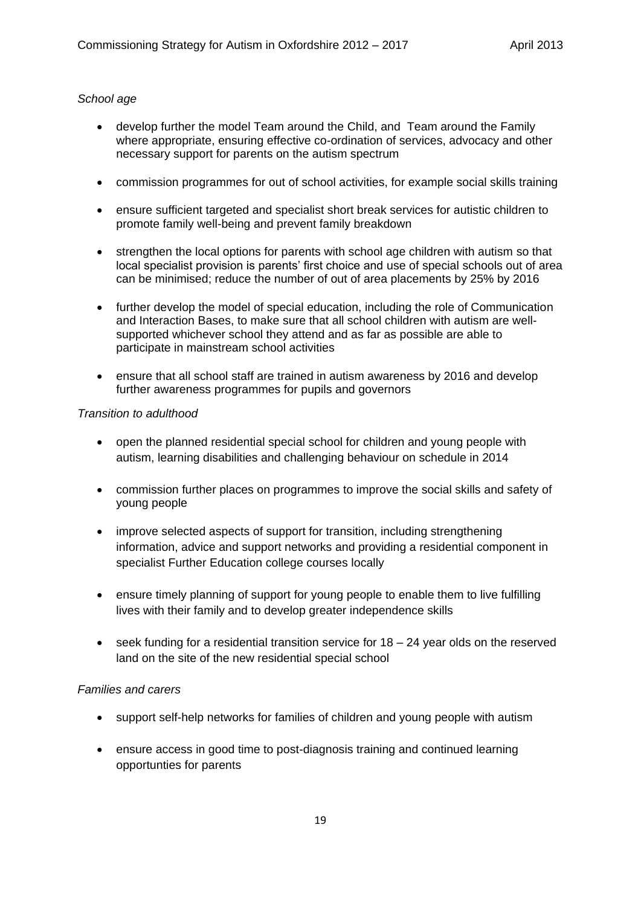*School age*

- develop further the model Team around the Child, and Team around the Family where appropriate, ensuring effective co-ordination of services, advocacy and other necessary support for parents on the autism spectrum
- commission programmes for out of school activities, for example social skills training
- ensure sufficient targeted and specialist short break services for autistic children to promote family well-being and prevent family breakdown
- strengthen the local options for parents with school age children with autism so that local specialist provision is parents' first choice and use of special schools out of area can be minimised; reduce the number of out of area placements by 25% by 2016
- further develop the model of special education, including the role of Communication and Interaction Bases, to make sure that all school children with autism are well-supported whichever school they attend and as far as possible are able to participate in mainstream school activities
- ensure that all school staff are trained in autism awareness by 2016 and develop further awareness programmes for pupils and governors

*Transition to adulthood*

- open the planned residential special school for children and young people with autism, learning disabilities and challenging behaviour on schedule in 2014
- commission further places on programmes to improve the social skills and safety of young people
- improve selected aspects of support for transition, including strengthening information, advice and support networks and providing a residential component in specialist Further Education college courses locally
- ensure timely planning of support for young people to enable them to live fulfilling lives with their family and to develop greater independence skills
- seek funding for a residential transition service for 18 – 24 year olds on the reserved land on the site of the new residential special school

*Families and carers*

- support self-help networks for families of children and young people with autism
- ensure access in good time to post-diagnosis training and continued learning opportunties for parents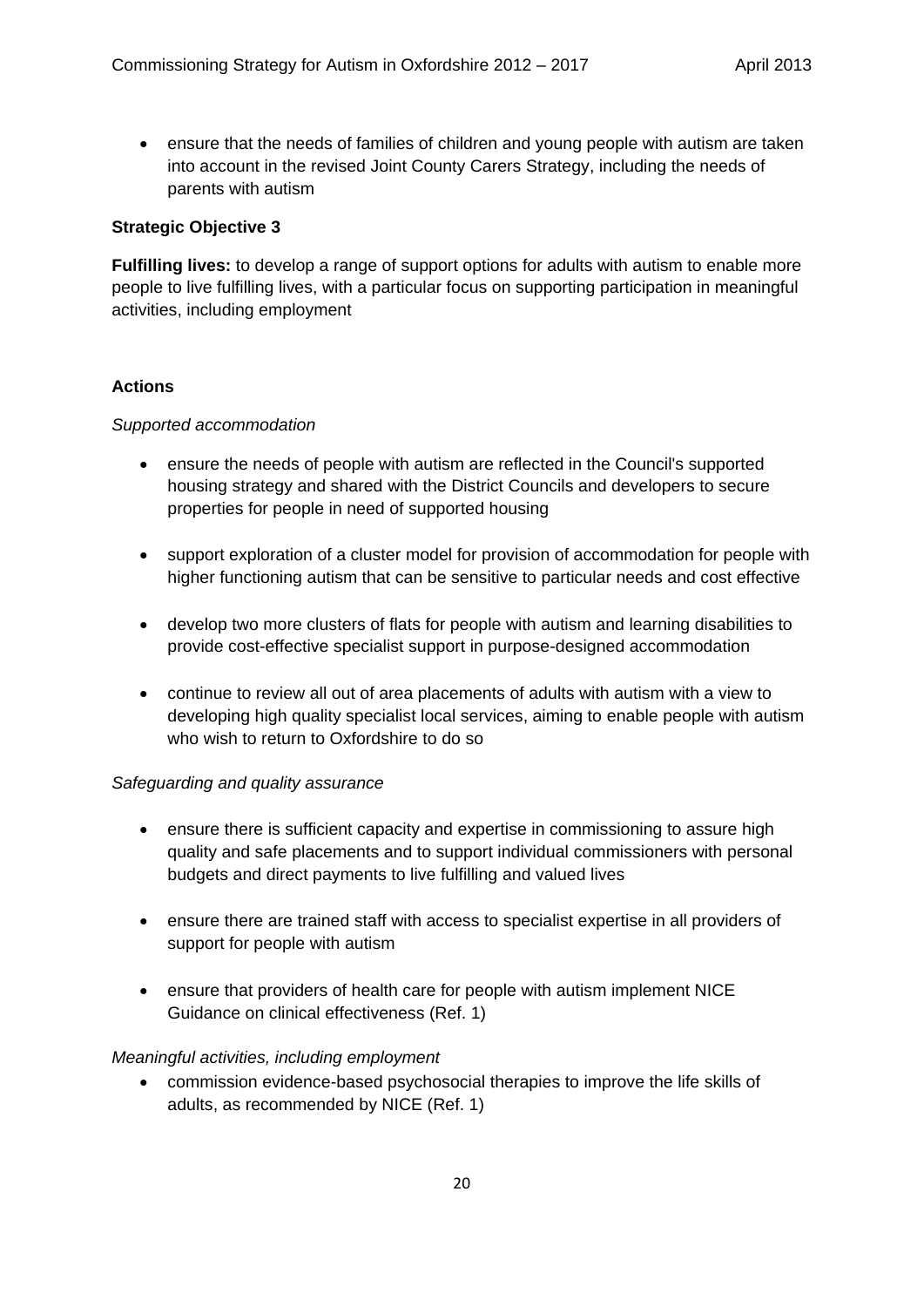- ensure that the needs of families of children and young people with autism are taken into account in the revised Joint County Carers Strategy, including the needs of parents with autism

**Strategic Objective 3**

**Fulfilling lives:** to develop a range of support options for adults with autism to enable more people to live fulfilling lives, with a particular focus on supporting participation in meaningful activities, including employment

**Actions**

*Supported accommodation*

- ensure the needs of people with autism are reflected in the Council's supported housing strategy and shared with the District Councils and developers to secure properties for people in need of supported housing

- support exploration of a cluster model for provision of accommodation for people with higher functioning autism that can be sensitive to particular needs and cost effective

- develop two more clusters of flats for people with autism and learning disabilities to provide cost-effective specialist support in purpose-designed accommodation

- continue to review all out of area placements of adults with autism with a view to developing high quality specialist local services, aiming to enable people with autism who wish to return to Oxfordshire to do so

*Safeguarding and quality assurance*

- ensure there is sufficient capacity and expertise in commissioning to assure high quality and safe placements and to support individual commissioners with personal budgets and direct payments to live fulfilling and valued lives

- ensure there are trained staff with access to specialist expertise in all providers of support for people with autism

- ensure that providers of health care for people with autism implement NICE Guidance on clinical effectiveness (Ref. 1)

*Meaningful activities, including employment*

- commission evidence-based psychosocial therapies to improve the life skills of adults, as recommended by NICE (Ref. 1)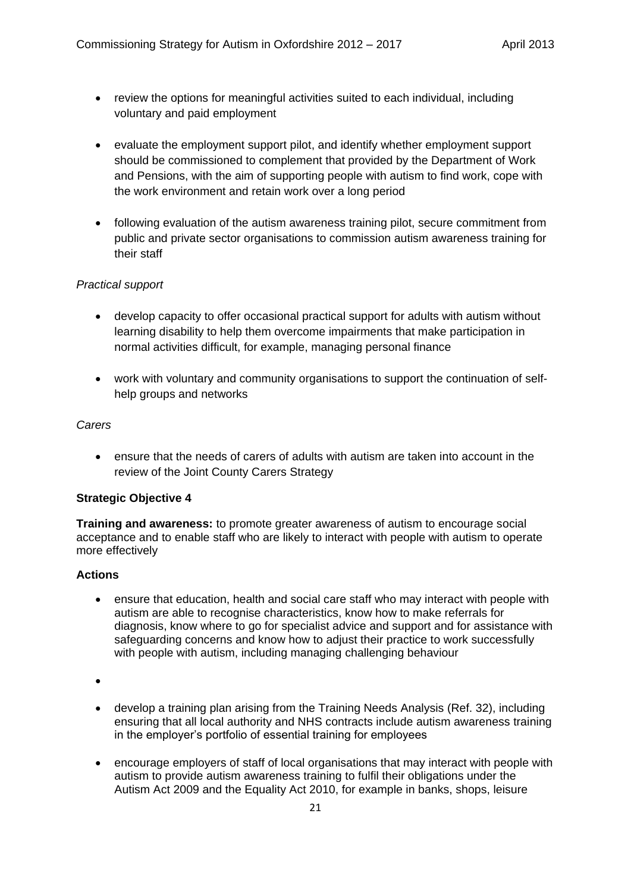- review the options for meaningful activities suited to each individual, including voluntary and paid employment

- evaluate the employment support pilot, and identify whether employment support should be commissioned to complement that provided by the Department of Work and Pensions, with the aim of supporting people with autism to find work, cope with the work environment and retain work over a long period

- following evaluation of the autism awareness training pilot, secure commitment from public and private sector organisations to commission autism awareness training for their staff

*Practical support*

- develop capacity to offer occasional practical support for adults with autism without learning disability to help them overcome impairments that make participation in normal activities difficult, for example, managing personal finance

- work with voluntary and community organisations to support the continuation of self-help groups and networks

*Carers*

- ensure that the needs of carers of adults with autism are taken into account in the review of the Joint County Carers Strategy

**Strategic Objective 4**

**Training and awareness:** to promote greater awareness of autism to encourage social acceptance and to enable staff who are likely to interact with people with autism to operate more effectively

**Actions**

- ensure that education, health and social care staff who may interact with people with autism are able to recognise characteristics, know how to make referrals for diagnosis, know where to go for specialist advice and support and for assistance with safeguarding concerns and know how to adjust their practice to work successfully with people with autism, including managing challenging behaviour

- 

- develop a training plan arising from the Training Needs Analysis (Ref. 32), including ensuring that all local authority and NHS contracts include autism awareness training in the employer's portfolio of essential training for employees

- encourage employers of staff of local organisations that may interact with people with autism to provide autism awareness training to fulfil their obligations under the Autism Act 2009 and the Equality Act 2010, for example in banks, shops, leisure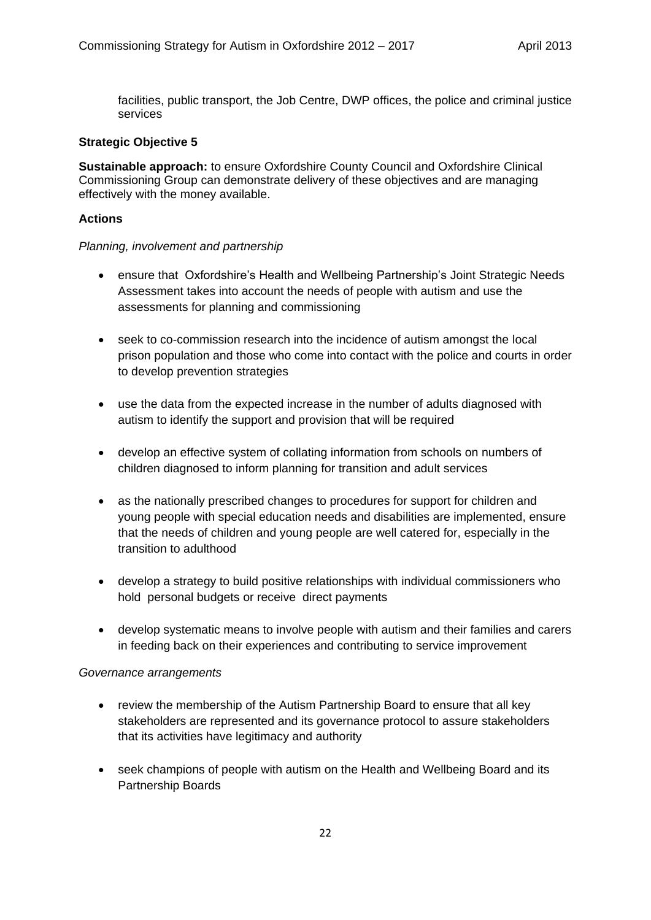facilities, public transport, the Job Centre, DWP offices, the police and criminal justice services

**Strategic Objective 5**

**Sustainable approach:** to ensure Oxfordshire County Council and Oxfordshire Clinical Commissioning Group can demonstrate delivery of these objectives and are managing effectively with the money available.

**Actions**

*Planning, involvement and partnership*

- ensure that Oxfordshire's Health and Wellbeing Partnership's Joint Strategic Needs Assessment takes into account the needs of people with autism and use the assessments for planning and commissioning

- seek to co-commission research into the incidence of autism amongst the local prison population and those who come into contact with the police and courts in order to develop prevention strategies

- use the data from the expected increase in the number of adults diagnosed with autism to identify the support and provision that will be required

- develop an effective system of collating information from schools on numbers of children diagnosed to inform planning for transition and adult services

- as the nationally prescribed changes to procedures for support for children and young people with special education needs and disabilities are implemented, ensure that the needs of children and young people are well catered for, especially in the transition to adulthood

- develop a strategy to build positive relationships with individual commissioners who hold personal budgets or receive direct payments

- develop systematic means to involve people with autism and their families and carers in feeding back on their experiences and contributing to service improvement

*Governance arrangements*

- review the membership of the Autism Partnership Board to ensure that all key stakeholders are represented and its governance protocol to assure stakeholders that its activities have legitimacy and authority

- seek champions of people with autism on the Health and Wellbeing Board and its Partnership Boards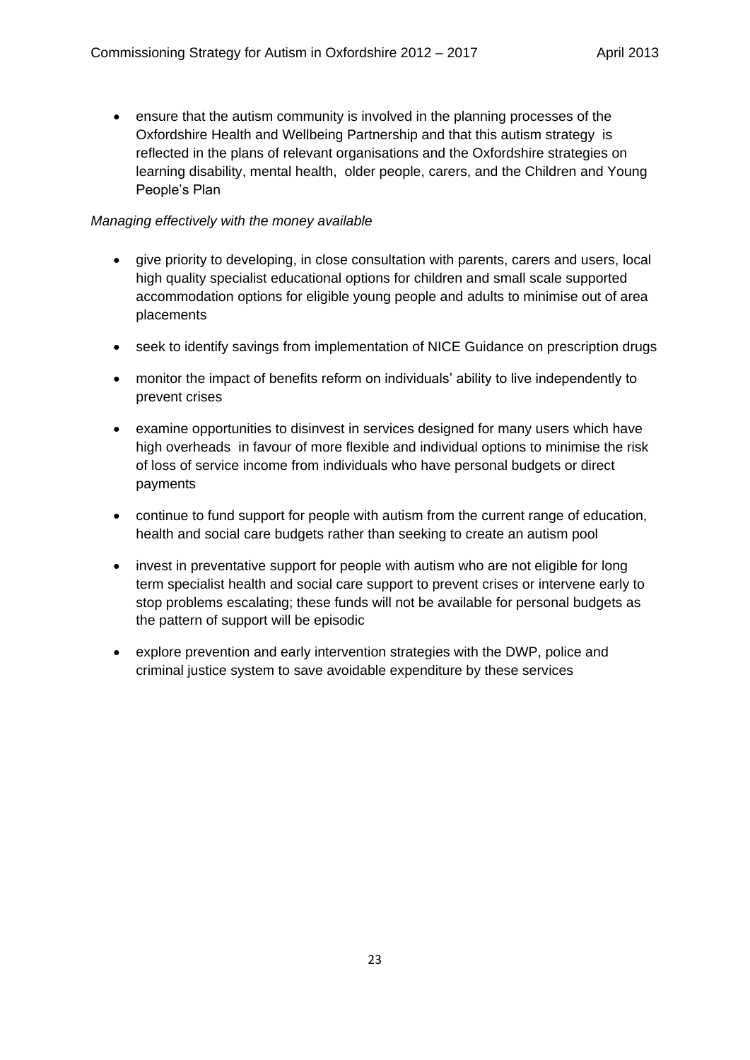- ensure that the autism community is involved in the planning processes of the Oxfordshire Health and Wellbeing Partnership and that this autism strategy is reflected in the plans of relevant organisations and the Oxfordshire strategies on learning disability, mental health, older people, carers, and the Children and Young People's Plan

*Managing effectively with the money available*

- give priority to developing, in close consultation with parents, carers and users, local high quality specialist educational options for children and small scale supported accommodation options for eligible young people and adults to minimise out of area placements
- seek to identify savings from implementation of NICE Guidance on prescription drugs
- monitor the impact of benefits reform on individuals' ability to live independently to prevent crises
- examine opportunities to disinvest in services designed for many users which have high overheads in favour of more flexible and individual options to minimise the risk of loss of service income from individuals who have personal budgets or direct payments
- continue to fund support for people with autism from the current range of education, health and social care budgets rather than seeking to create an autism pool
- invest in preventative support for people with autism who are not eligible for long term specialist health and social care support to prevent crises or intervene early to stop problems escalating; these funds will not be available for personal budgets as the pattern of support will be episodic
- explore prevention and early intervention strategies with the DWP, police and criminal justice system to save avoidable expenditure by these services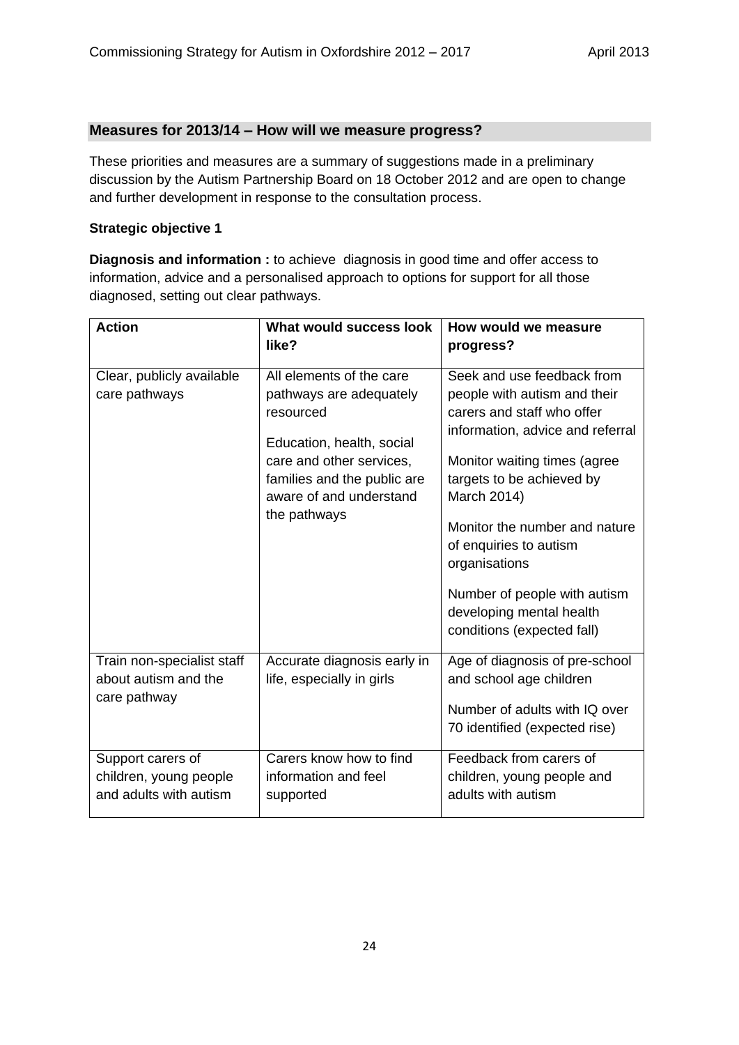## Measures for 2013/14 – How will we measure progress?

These priorities and measures are a summary of suggestions made in a preliminary discussion by the Autism Partnership Board on 18 October 2012 and are open to change and further development in response to the consultation process.

**Strategic objective 1**

**Diagnosis and information :** to achieve diagnosis in good time and offer access to information, advice and a personalised approach to options for support for all those diagnosed, setting out clear pathways.

| Action | What would success look like? | How would we measure progress? |
| --- | --- | --- |
| Clear, publicly available care pathways | All elements of the care pathways are adequately resourced<br><br>Education, health, social care and other services, families and the public are aware of and understand the pathways | Seek and use feedback from people with autism and their carers and staff who offer information, advice and referral<br><br>Monitor waiting times (agree targets to be achieved by March 2014)<br><br>Monitor the number and nature of enquiries to autism organisations<br><br>Number of people with autism developing mental health conditions (expected fall) |
| Train non-specialist staff about autism and the care pathway | Accurate diagnosis early in life, especially in girls | Age of diagnosis of pre-school and school age children<br><br>Number of adults with IQ over 70 identified (expected rise) |
| Support carers of children, young people and adults with autism | Carers know how to find information and feel supported | Feedback from carers of children, young people and adults with autism |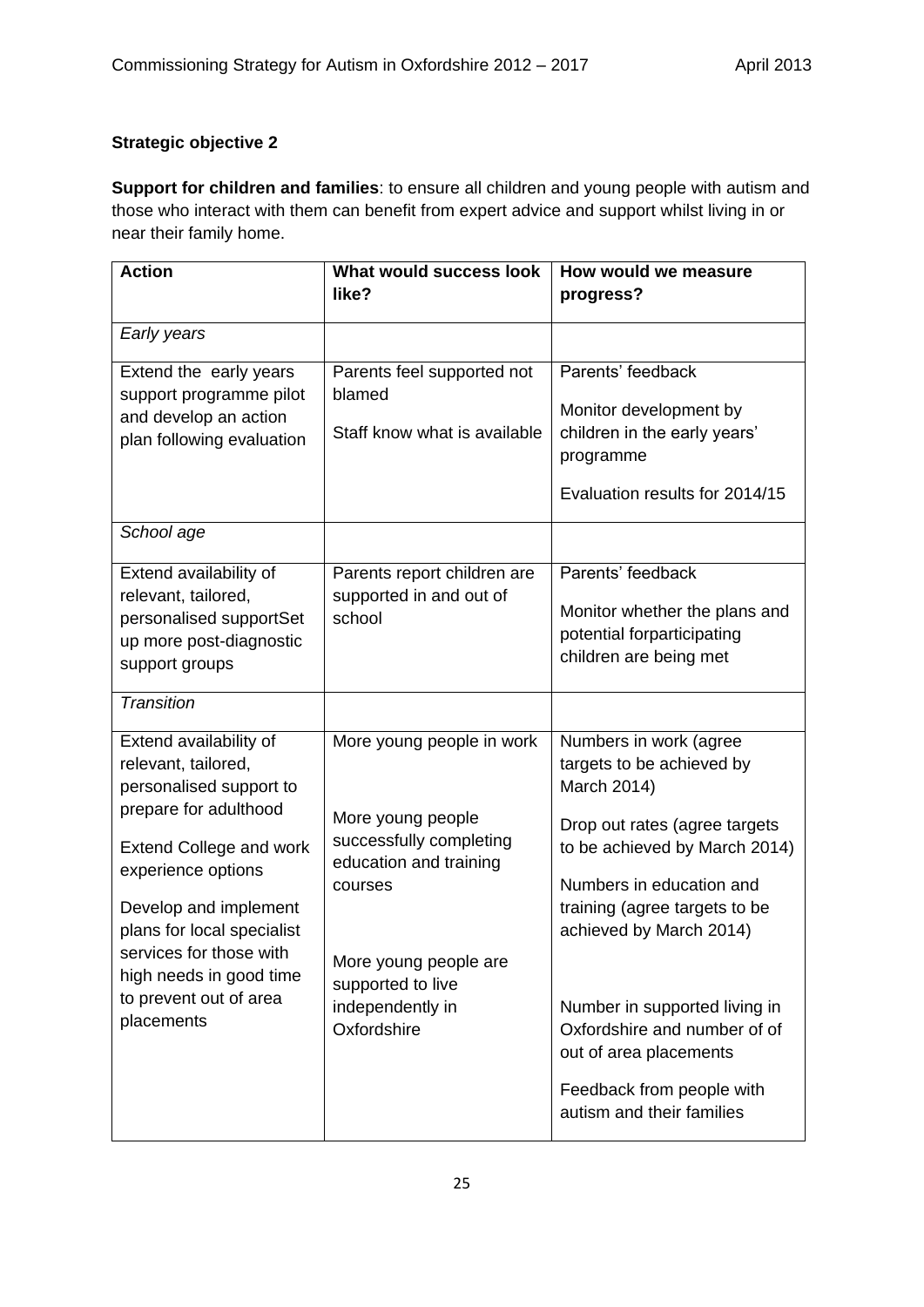**Strategic objective 2**

**Support for children and families**: to ensure all children and young people with autism and those who interact with them can benefit from expert advice and support whilst living in or near their family home.

| Action | What would success look like? | How would we measure progress? |
| --- | --- | --- |
| *Early years* | | |
| Extend the early years support programme pilot and develop an action plan following evaluation | Parents feel supported not blamed<br><br>Staff know what is available | Parents' feedback<br><br>Monitor development by children in the early years' programme<br><br>Evaluation results for 2014/15 |
| *School age* | | |
| Extend availability of relevant, tailored, personalised supportSet up more post-diagnostic support groups | Parents report children are supported in and out of school | Parents' feedback<br><br>Monitor whether the plans and potential forparticipating children are being met |
| *Transition* | | |
| Extend availability of relevant, tailored, personalised support to prepare for adulthood<br><br>Extend College and work experience options<br><br>Develop and implement plans for local specialist services for those with high needs in good time to prevent out of area placements | More young people in work<br><br>More young people successfully completing education and training courses<br><br>More young people are supported to live independently in Oxfordshire | Numbers in work (agree targets to be achieved by March 2014)<br><br>Drop out rates (agree targets to be achieved by March 2014)<br><br>Numbers in education and training (agree targets to be achieved by March 2014)<br><br>Number in supported living in Oxfordshire and number of of out of area placements<br><br>Feedback from people with autism and their families |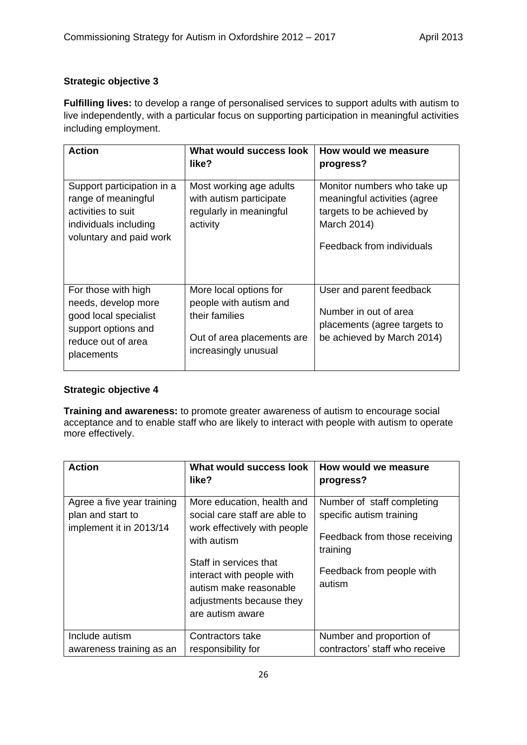**Strategic objective 3**

**Fulfilling lives:** to develop a range of personalised services to support adults with autism to live independently, with a particular focus on supporting participation in meaningful activities including employment.

| Action | What would success look like? | How would we measure progress? |
|---|---|---|
| Support participation in a range of meaningful activities to suit individuals including voluntary and paid work | Most working age adults with autism participate regularly in meaningful activity | Monitor numbers who take up meaningful activities (agree targets to be achieved by March 2014)<br><br>Feedback from individuals |
| For those with high needs, develop more good local specialist support options and reduce out of area placements | More local options for people with autism and their families<br><br>Out of area placements are increasingly unusual | User and parent feedback<br><br>Number in out of area placements (agree targets to be achieved by March 2014) |

**Strategic objective 4**

**Training and awareness:** to promote greater awareness of autism to encourage social acceptance and to enable staff who are likely to interact with people with autism to operate more effectively.

| Action | What would success look like? | How would we measure progress? |
|---|---|---|
| Agree a five year training plan and start to implement it in 2013/14 | More education, health and social care staff are able to work effectively with people with autism<br><br>Staff in services that interact with people with autism make reasonable adjustments because they are autism aware | Number of staff completing specific autism training<br><br>Feedback from those receiving training<br><br>Feedback from people with autism |
| Include autism awareness training as an | Contractors take responsibility for | Number and proportion of contractors' staff who receive |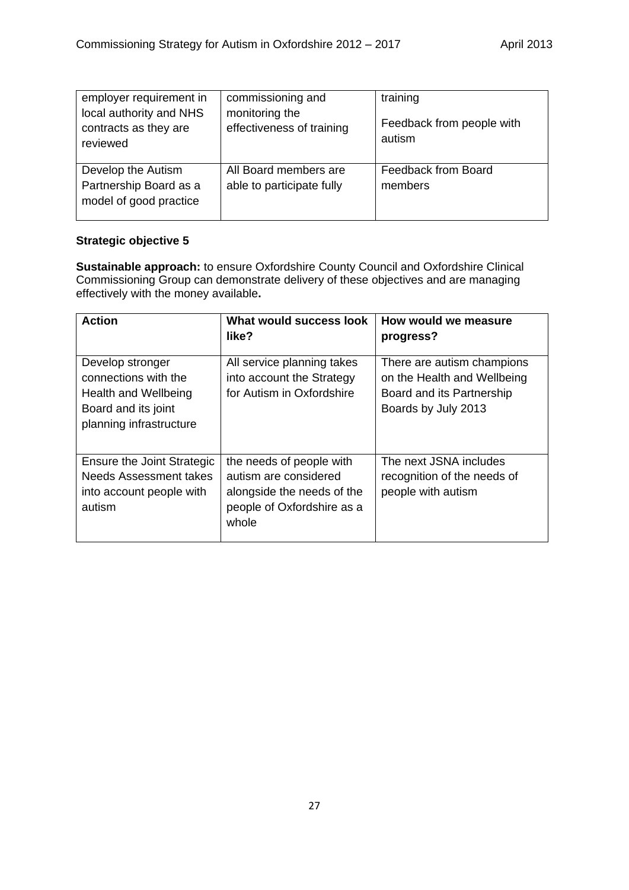| | | |
|---|---|---|
| employer requirement in local authority and NHS contracts as they are reviewed | commissioning and monitoring the effectiveness of training | training<br><br>Feedback from people with autism |
| Develop the Autism Partnership Board as a model of good practice | All Board members are able to participate fully | Feedback from Board members |

**Strategic objective 5**

**Sustainable approach:** to ensure Oxfordshire County Council and Oxfordshire Clinical Commissioning Group can demonstrate delivery of these objectives and are managing effectively with the money available**.**

| Action | What would success look like? | How would we measure progress? |
|---|---|---|
| Develop stronger connections with the Health and Wellbeing Board and its joint planning infrastructure | All service planning takes into account the Strategy for Autism in Oxfordshire | There are autism champions on the Health and Wellbeing Board and its Partnership Boards by July 2013 |
| Ensure the Joint Strategic Needs Assessment takes into account people with autism | the needs of people with autism are considered alongside the needs of the people of Oxfordshire as a whole | The next JSNA includes recognition of the needs of people with autism |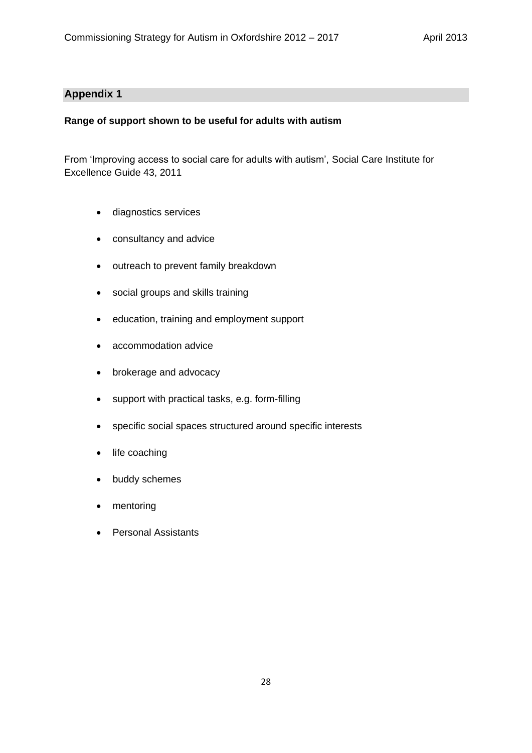## Appendix 1

**Range of support shown to be useful for adults with autism**

From 'Improving access to social care for adults with autism', Social Care Institute for Excellence Guide 43, 2011

- diagnostics services
- consultancy and advice
- outreach to prevent family breakdown
- social groups and skills training
- education, training and employment support
- accommodation advice
- brokerage and advocacy
- support with practical tasks, e.g. form-filling
- specific social spaces structured around specific interests
- life coaching
- buddy schemes
- mentoring
- Personal Assistants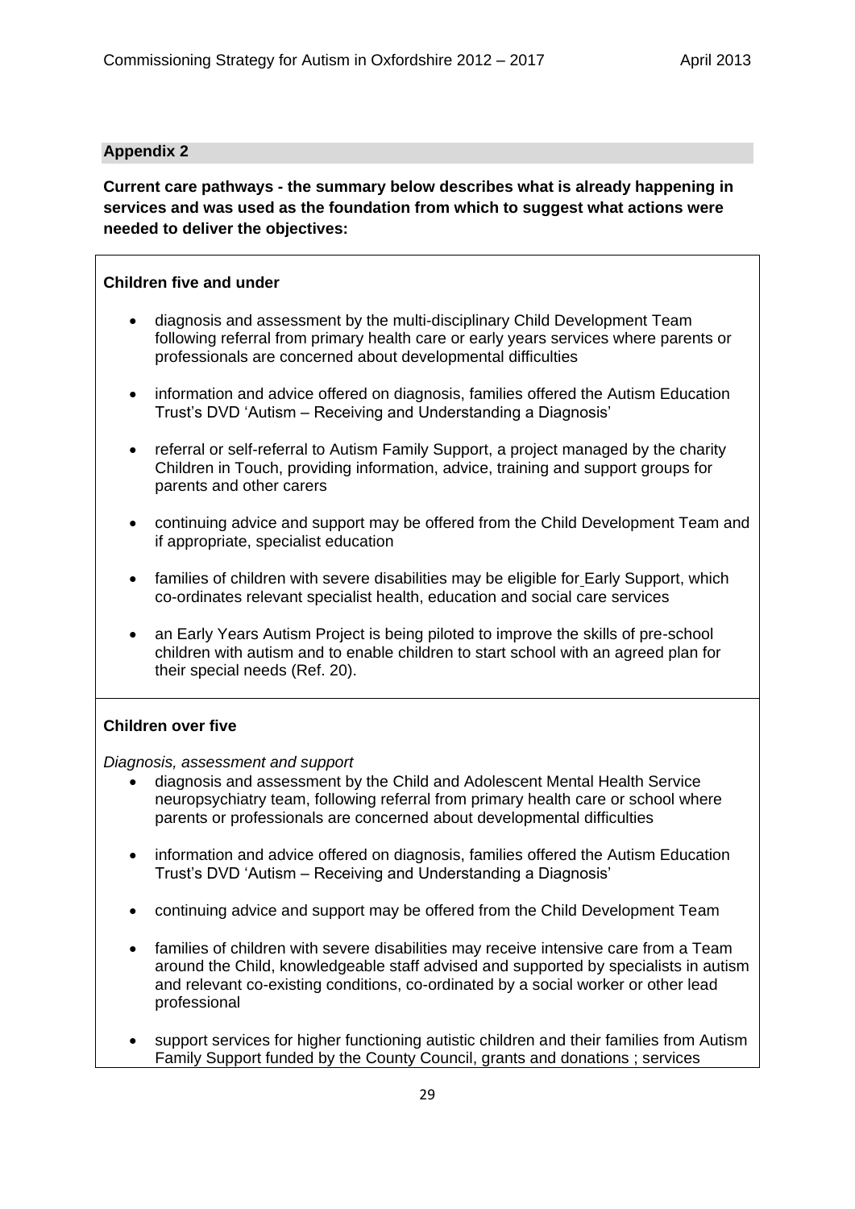**Appendix 2**

**Current care pathways - the summary below describes what is already happening in services and was used as the foundation from which to suggest what actions were needed to deliver the objectives:**

**Children five and under**

- diagnosis and assessment by the multi-disciplinary Child Development Team following referral from primary health care or early years services where parents or professionals are concerned about developmental difficulties
- information and advice offered on diagnosis, families offered the Autism Education Trust's DVD 'Autism – Receiving and Understanding a Diagnosis'
- referral or self-referral to Autism Family Support, a project managed by the charity Children in Touch, providing information, advice, training and support groups for parents and other carers
- continuing advice and support may be offered from the Child Development Team and if appropriate, specialist education
- families of children with severe disabilities may be eligible for Early Support, which co-ordinates relevant specialist health, education and social care services
- an Early Years Autism Project is being piloted to improve the skills of pre-school children with autism and to enable children to start school with an agreed plan for their special needs (Ref. 20).

**Children over five**

*Diagnosis, assessment and support*

- diagnosis and assessment by the Child and Adolescent Mental Health Service neuropsychiatry team, following referral from primary health care or school where parents or professionals are concerned about developmental difficulties
- information and advice offered on diagnosis, families offered the Autism Education Trust's DVD 'Autism – Receiving and Understanding a Diagnosis'
- continuing advice and support may be offered from the Child Development Team
- families of children with severe disabilities may receive intensive care from a Team around the Child, knowledgeable staff advised and supported by specialists in autism and relevant co-existing conditions, co-ordinated by a social worker or other lead professional
- support services for higher functioning autistic children and their families from Autism Family Support funded by the County Council, grants and donations ; services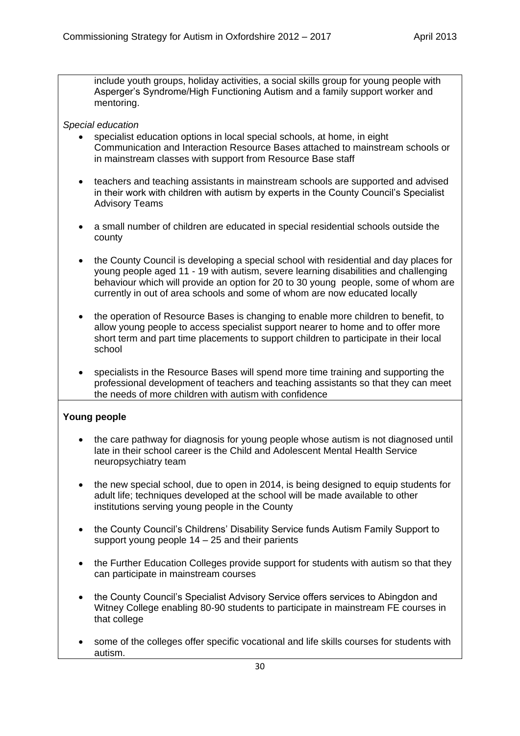include youth groups, holiday activities, a social skills group for young people with Asperger's Syndrome/High Functioning Autism and a family support worker and mentoring.

*Special education*

- specialist education options in local special schools, at home, in eight Communication and Interaction Resource Bases attached to mainstream schools or in mainstream classes with support from Resource Base staff
- teachers and teaching assistants in mainstream schools are supported and advised in their work with children with autism by experts in the County Council's Specialist Advisory Teams
- a small number of children are educated in special residential schools outside the county
- the County Council is developing a special school with residential and day places for young people aged 11 - 19 with autism, severe learning disabilities and challenging behaviour which will provide an option for 20 to 30 young people, some of whom are currently in out of area schools and some of whom are now educated locally
- the operation of Resource Bases is changing to enable more children to benefit, to allow young people to access specialist support nearer to home and to offer more short term and part time placements to support children to participate in their local school
- specialists in the Resource Bases will spend more time training and supporting the professional development of teachers and teaching assistants so that they can meet the needs of more children with autism with confidence

**Young people**

- the care pathway for diagnosis for young people whose autism is not diagnosed until late in their school career is the Child and Adolescent Mental Health Service neuropsychiatry team
- the new special school, due to open in 2014, is being designed to equip students for adult life; techniques developed at the school will be made available to other institutions serving young people in the County
- the County Council's Childrens' Disability Service funds Autism Family Support to support young people 14 – 25 and their parients
- the Further Education Colleges provide support for students with autism so that they can participate in mainstream courses
- the County Council's Specialist Advisory Service offers services to Abingdon and Witney College enabling 80-90 students to participate in mainstream FE courses in that college
- some of the colleges offer specific vocational and life skills courses for students with autism.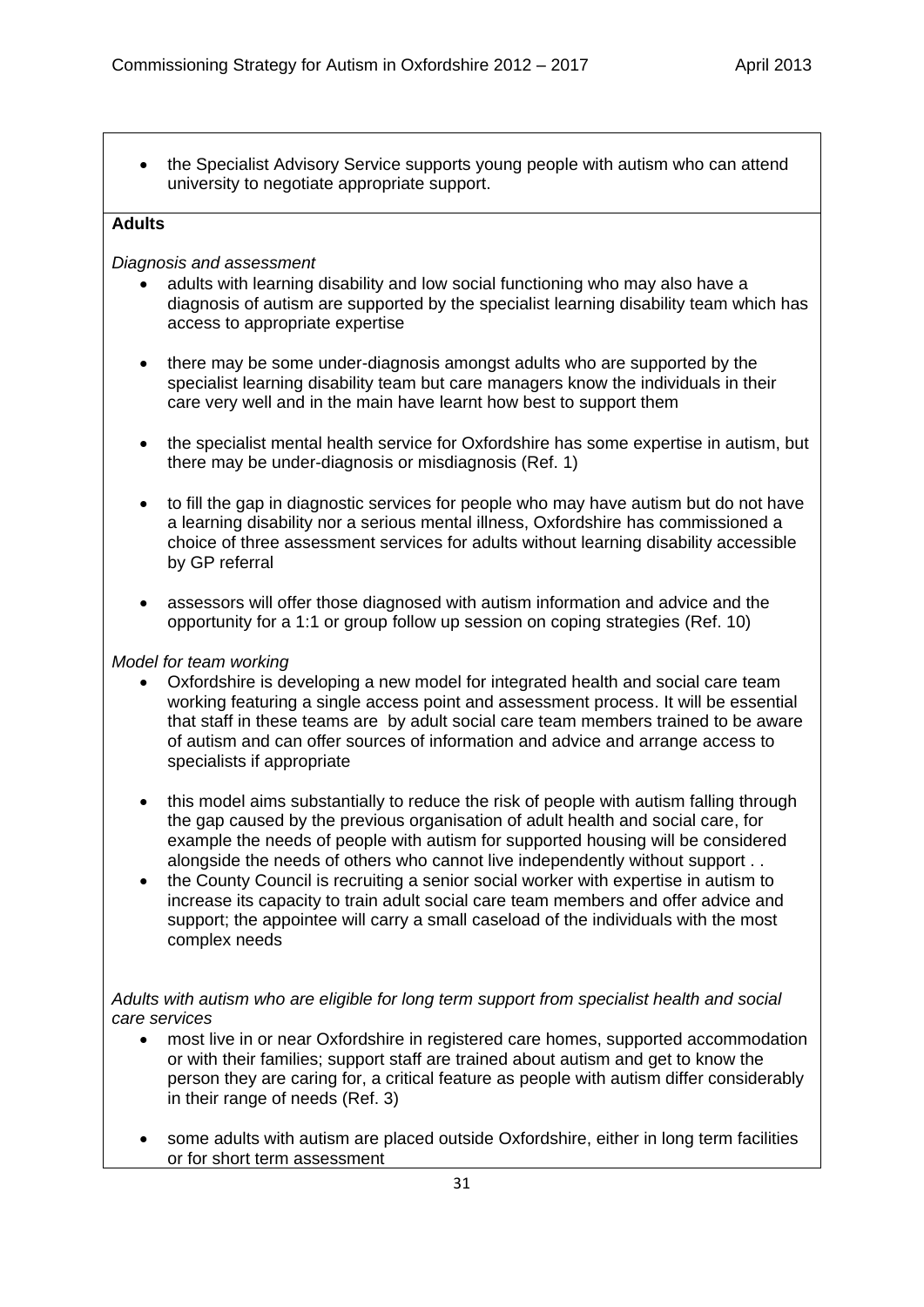- the Specialist Advisory Service supports young people with autism who can attend university to negotiate appropriate support.

**Adults**

*Diagnosis and assessment*

- adults with learning disability and low social functioning who may also have a diagnosis of autism are supported by the specialist learning disability team which has access to appropriate expertise

- there may be some under-diagnosis amongst adults who are supported by the specialist learning disability team but care managers know the individuals in their care very well and in the main have learnt how best to support them

- the specialist mental health service for Oxfordshire has some expertise in autism, but there may be under-diagnosis or misdiagnosis (Ref. 1)

- to fill the gap in diagnostic services for people who may have autism but do not have a learning disability nor a serious mental illness, Oxfordshire has commissioned a choice of three assessment services for adults without learning disability accessible by GP referral

- assessors will offer those diagnosed with autism information and advice and the opportunity for a 1:1 or group follow up session on coping strategies (Ref. 10)

*Model for team working*

- Oxfordshire is developing a new model for integrated health and social care team working featuring a single access point and assessment process. It will be essential that staff in these teams are by adult social care team members trained to be aware of autism and can offer sources of information and advice and arrange access to specialists if appropriate

- this model aims substantially to reduce the risk of people with autism falling through the gap caused by the previous organisation of adult health and social care, for example the needs of people with autism for supported housing will be considered alongside the needs of others who cannot live independently without support . .
- the County Council is recruiting a senior social worker with expertise in autism to increase its capacity to train adult social care team members and offer advice and support; the appointee will carry a small caseload of the individuals with the most complex needs

*Adults with autism who are eligible for long term support from specialist health and social care services*

- most live in or near Oxfordshire in registered care homes, supported accommodation or with their families; support staff are trained about autism and get to know the person they are caring for, a critical feature as people with autism differ considerably in their range of needs (Ref. 3)

- some adults with autism are placed outside Oxfordshire, either in long term facilities or for short term assessment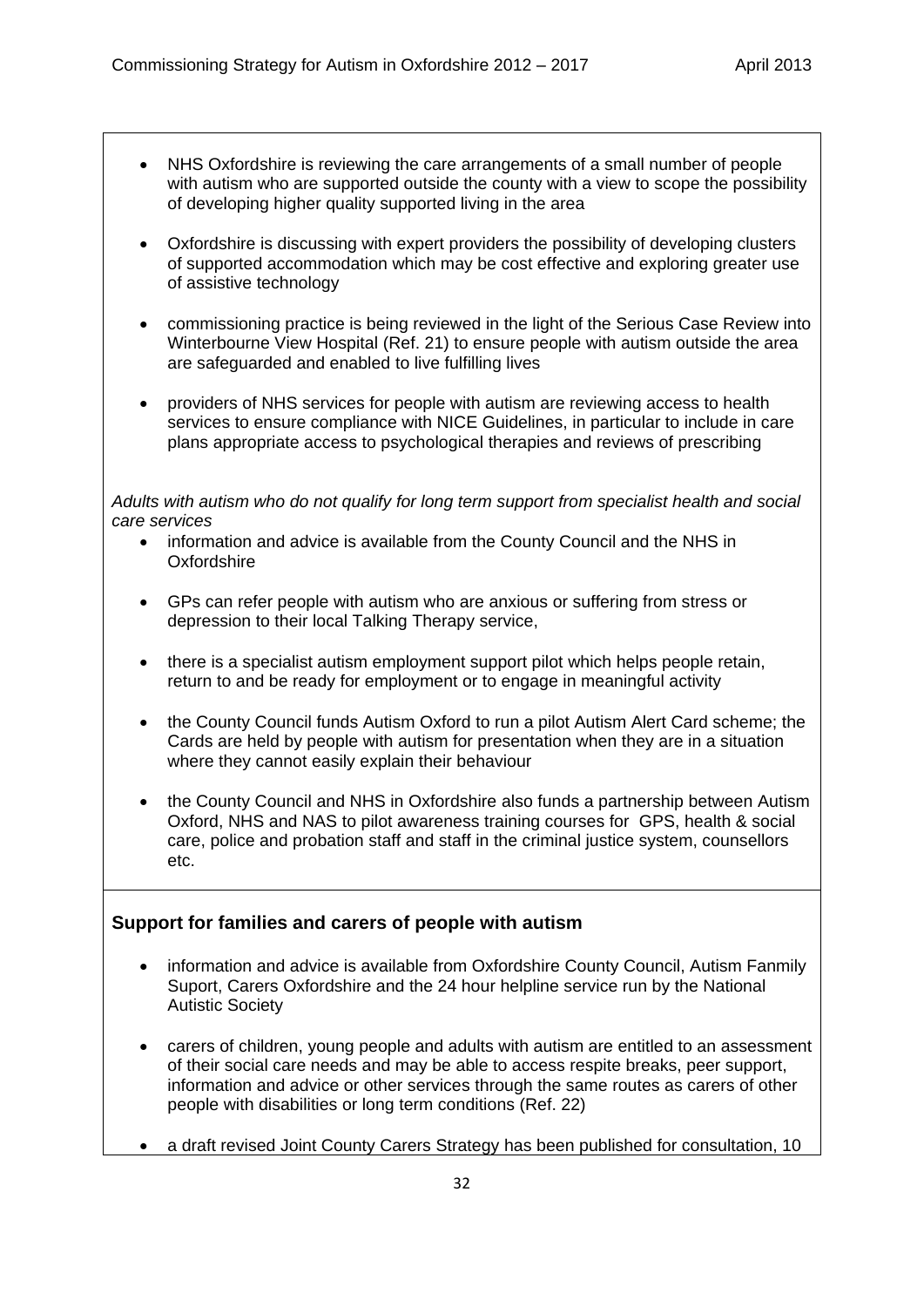- NHS Oxfordshire is reviewing the care arrangements of a small number of people with autism who are supported outside the county with a view to scope the possibility of developing higher quality supported living in the area

- Oxfordshire is discussing with expert providers the possibility of developing clusters of supported accommodation which may be cost effective and exploring greater use of assistive technology

- commissioning practice is being reviewed in the light of the Serious Case Review into Winterbourne View Hospital (Ref. 21) to ensure people with autism outside the area are safeguarded and enabled to live fulfilling lives

- providers of NHS services for people with autism are reviewing access to health services to ensure compliance with NICE Guidelines, in particular to include in care plans appropriate access to psychological therapies and reviews of prescribing

*Adults with autism who do not qualify for long term support from specialist health and social care services*

- information and advice is available from the County Council and the NHS in Oxfordshire

- GPs can refer people with autism who are anxious or suffering from stress or depression to their local Talking Therapy service,

- there is a specialist autism employment support pilot which helps people retain, return to and be ready for employment or to engage in meaningful activity

- the County Council funds Autism Oxford to run a pilot Autism Alert Card scheme; the Cards are held by people with autism for presentation when they are in a situation where they cannot easily explain their behaviour

- the County Council and NHS in Oxfordshire also funds a partnership between Autism Oxford, NHS and NAS to pilot awareness training courses for GPS, health & social care, police and probation staff and staff in the criminal justice system, counsellors etc.

## Support for families and carers of people with autism

- information and advice is available from Oxfordshire County Council, Autism Fanmily Suport, Carers Oxfordshire and the 24 hour helpline service run by the National Autistic Society

- carers of children, young people and adults with autism are entitled to an assessment of their social care needs and may be able to access respite breaks, peer support, information and advice or other services through the same routes as carers of other people with disabilities or long term conditions (Ref. 22)

- a draft revised Joint County Carers Strategy has been published for consultation, 10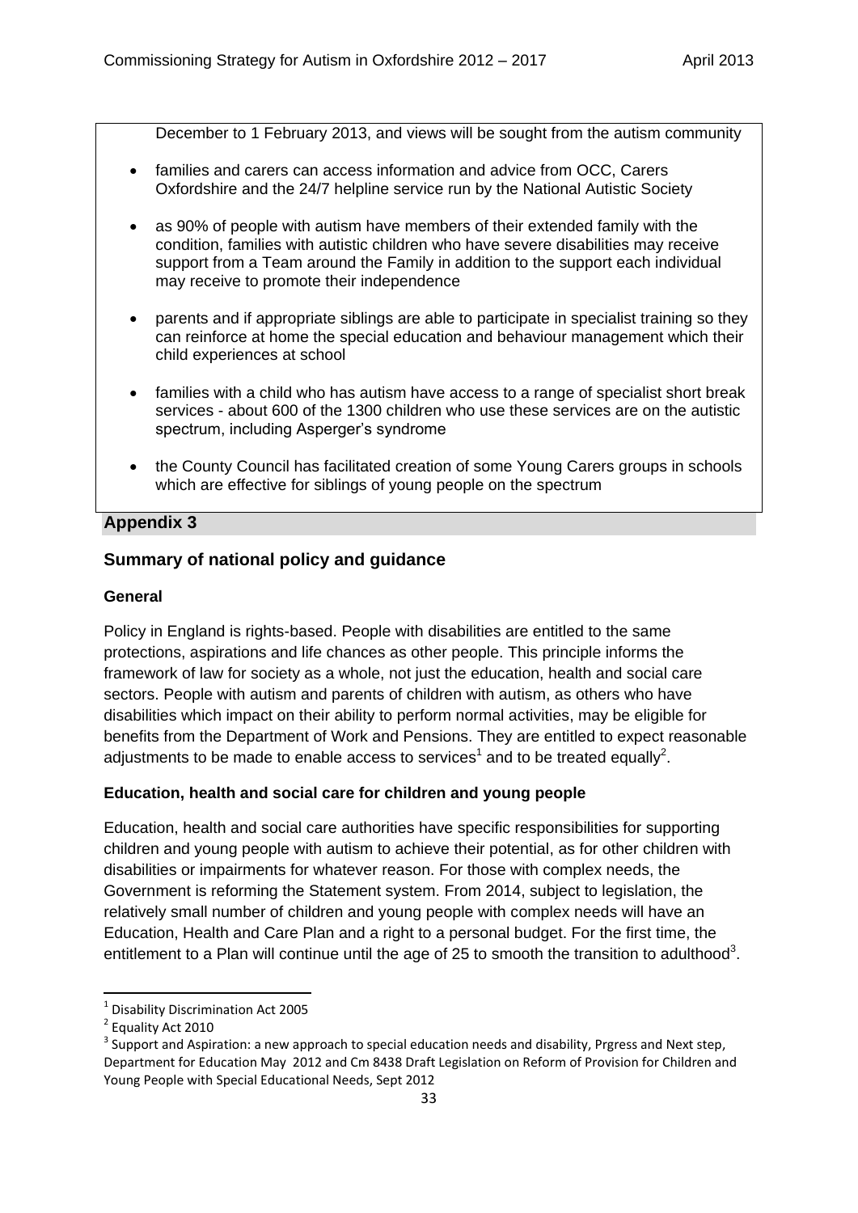December to 1 February 2013, and views will be sought from the autism community

- families and carers can access information and advice from OCC, Carers Oxfordshire and the 24/7 helpline service run by the National Autistic Society
- as 90% of people with autism have members of their extended family with the condition, families with autistic children who have severe disabilities may receive support from a Team around the Family in addition to the support each individual may receive to promote their independence
- parents and if appropriate siblings are able to participate in specialist training so they can reinforce at home the special education and behaviour management which their child experiences at school
- families with a child who has autism have access to a range of specialist short break services - about 600 of the 1300 children who use these services are on the autistic spectrum, including Asperger's syndrome
- the County Council has facilitated creation of some Young Carers groups in schools which are effective for siblings of young people on the spectrum

## Appendix 3

## Summary of national policy and guidance

### General

Policy in England is rights-based. People with disabilities are entitled to the same protections, aspirations and life chances as other people. This principle informs the framework of law for society as a whole, not just the education, health and social care sectors. People with autism and parents of children with autism, as others who have disabilities which impact on their ability to perform normal activities, may be eligible for benefits from the Department of Work and Pensions. They are entitled to expect reasonable adjustments to be made to enable access to services[1] and to be treated equally[2].

### Education, health and social care for children and young people

Education, health and social care authorities have specific responsibilities for supporting children and young people with autism to achieve their potential, as for other children with disabilities or impairments for whatever reason. For those with complex needs, the Government is reforming the Statement system. From 2014, subject to legislation, the relatively small number of children and young people with complex needs will have an Education, Health and Care Plan and a right to a personal budget. For the first time, the entitlement to a Plan will continue until the age of 25 to smooth the transition to adulthood[3].

---

[1] Disability Discrimination Act 2005

[2] Equality Act 2010

[3] Support and Aspiration: a new approach to special education needs and disability, Prgress and Next step, Department for Education May 2012 and Cm 8438 Draft Legislation on Reform of Provision for Children and Young People with Special Educational Needs, Sept 2012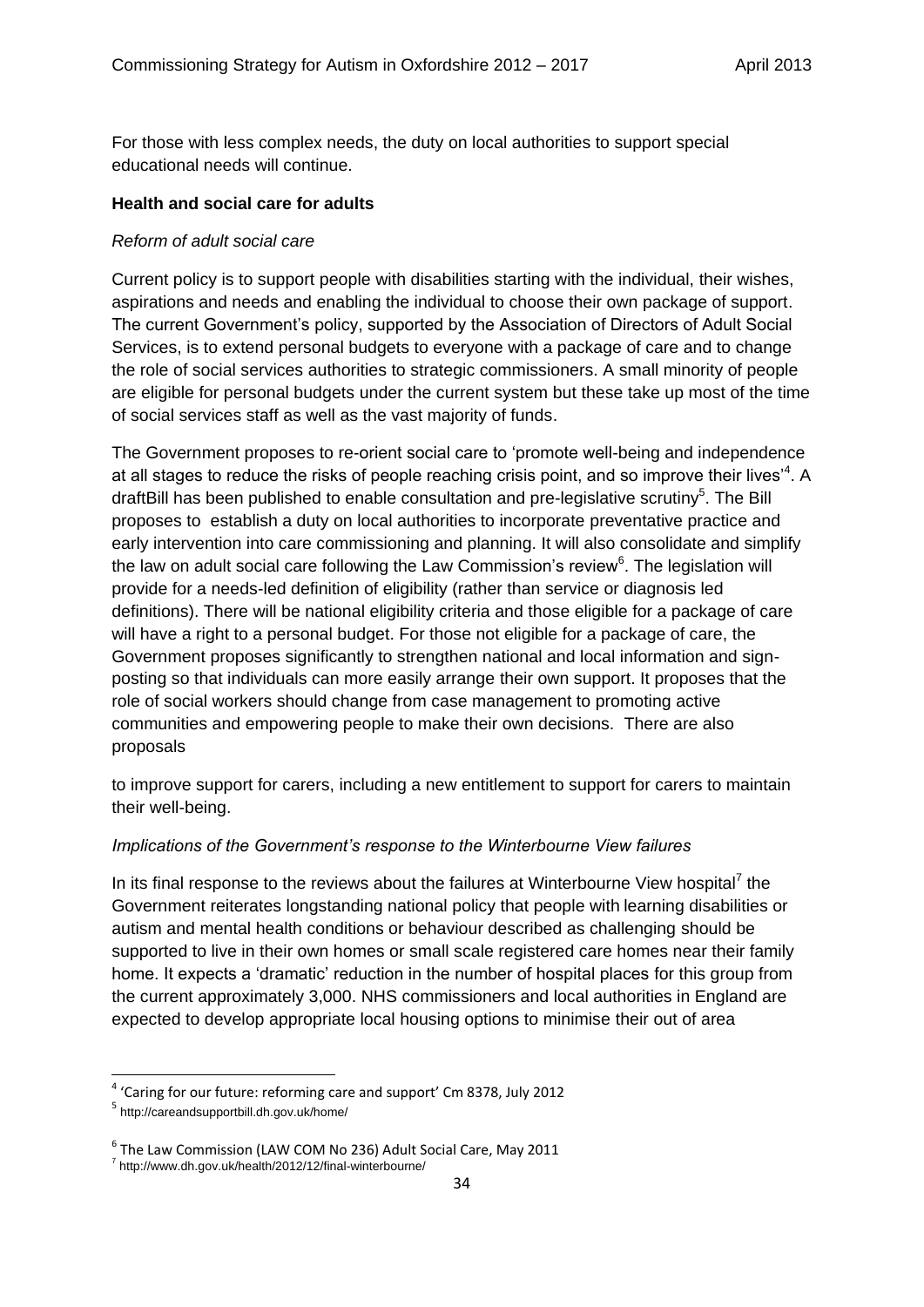For those with less complex needs, the duty on local authorities to support special educational needs will continue.

**Health and social care for adults**

*Reform of adult social care*

Current policy is to support people with disabilities starting with the individual, their wishes, aspirations and needs and enabling the individual to choose their own package of support. The current Government's policy, supported by the Association of Directors of Adult Social Services, is to extend personal budgets to everyone with a package of care and to change the role of social services authorities to strategic commissioners. A small minority of people are eligible for personal budgets under the current system but these take up most of the time of social services staff as well as the vast majority of funds.

The Government proposes to re-orient social care to 'promote well-being and independence at all stages to reduce the risks of people reaching crisis point, and so improve their lives'[4]. A draftBill has been published to enable consultation and pre-legislative scrutiny[5]. The Bill proposes to establish a duty on local authorities to incorporate preventative practice and early intervention into care commissioning and planning. It will also consolidate and simplify the law on adult social care following the Law Commission's review[6]. The legislation will provide for a needs-led definition of eligibility (rather than service or diagnosis led definitions). There will be national eligibility criteria and those eligible for a package of care will have a right to a personal budget. For those not eligible for a package of care, the Government proposes significantly to strengthen national and local information and sign-posting so that individuals can more easily arrange their own support. It proposes that the role of social workers should change from case management to promoting active communities and empowering people to make their own decisions. There are also proposals

to improve support for carers, including a new entitlement to support for carers to maintain their well-being.

*Implications of the Government's response to the Winterbourne View failures*

In its final response to the reviews about the failures at Winterbourne View hospital[7] the Government reiterates longstanding national policy that people with learning disabilities or autism and mental health conditions or behaviour described as challenging should be supported to live in their own homes or small scale registered care homes near their family home. It expects a 'dramatic' reduction in the number of hospital places for this group from the current approximately 3,000. NHS commissioners and local authorities in England are expected to develop appropriate local housing options to minimise their out of area

---

[4] 'Caring for our future: reforming care and support' Cm 8378, July 2012

[5] http://careandsupportbill.dh.gov.uk/home/

[6] The Law Commission (LAW COM No 236) Adult Social Care, May 2011

[7] http://www.dh.gov.uk/health/2012/12/final-winterbourne/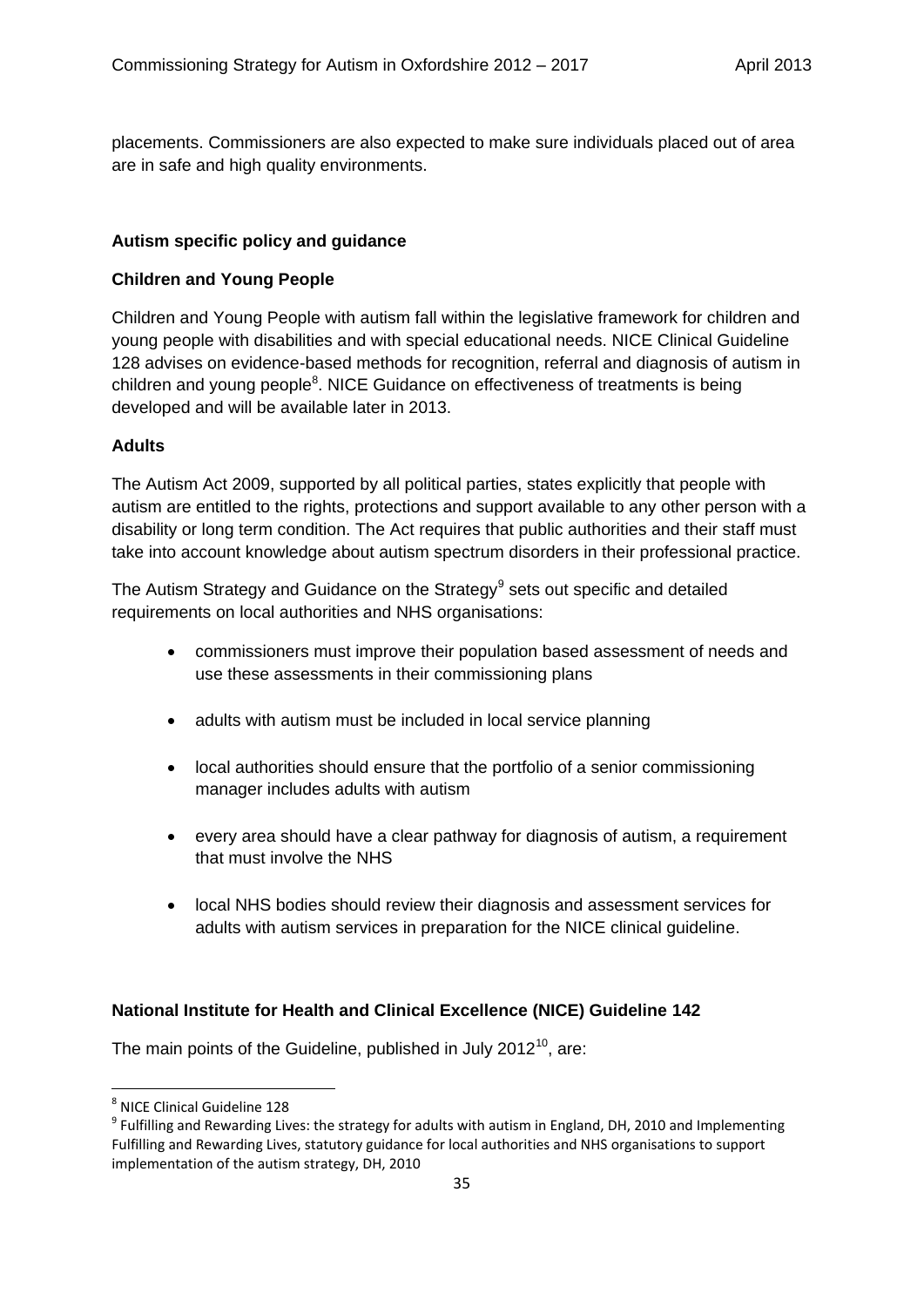placements. Commissioners are also expected to make sure individuals placed out of area are in safe and high quality environments.

### Autism specific policy and guidance

### Children and Young People

Children and Young People with autism fall within the legislative framework for children and young people with disabilities and with special educational needs. NICE Clinical Guideline 128 advises on evidence-based methods for recognition, referral and diagnosis of autism in children and young people[8]. NICE Guidance on effectiveness of treatments is being developed and will be available later in 2013.

### Adults

The Autism Act 2009, supported by all political parties, states explicitly that people with autism are entitled to the rights, protections and support available to any other person with a disability or long term condition. The Act requires that public authorities and their staff must take into account knowledge about autism spectrum disorders in their professional practice.

The Autism Strategy and Guidance on the Strategy[9] sets out specific and detailed requirements on local authorities and NHS organisations:

- commissioners must improve their population based assessment of needs and use these assessments in their commissioning plans
- adults with autism must be included in local service planning
- local authorities should ensure that the portfolio of a senior commissioning manager includes adults with autism
- every area should have a clear pathway for diagnosis of autism, a requirement that must involve the NHS
- local NHS bodies should review their diagnosis and assessment services for adults with autism services in preparation for the NICE clinical guideline.

### National Institute for Health and Clinical Excellence (NICE) Guideline 142

The main points of the Guideline, published in July 2012[10], are:

---

[8] NICE Clinical Guideline 128

[9] Fulfilling and Rewarding Lives: the strategy for adults with autism in England, DH, 2010 and Implementing Fulfilling and Rewarding Lives, statutory guidance for local authorities and NHS organisations to support implementation of the autism strategy, DH, 2010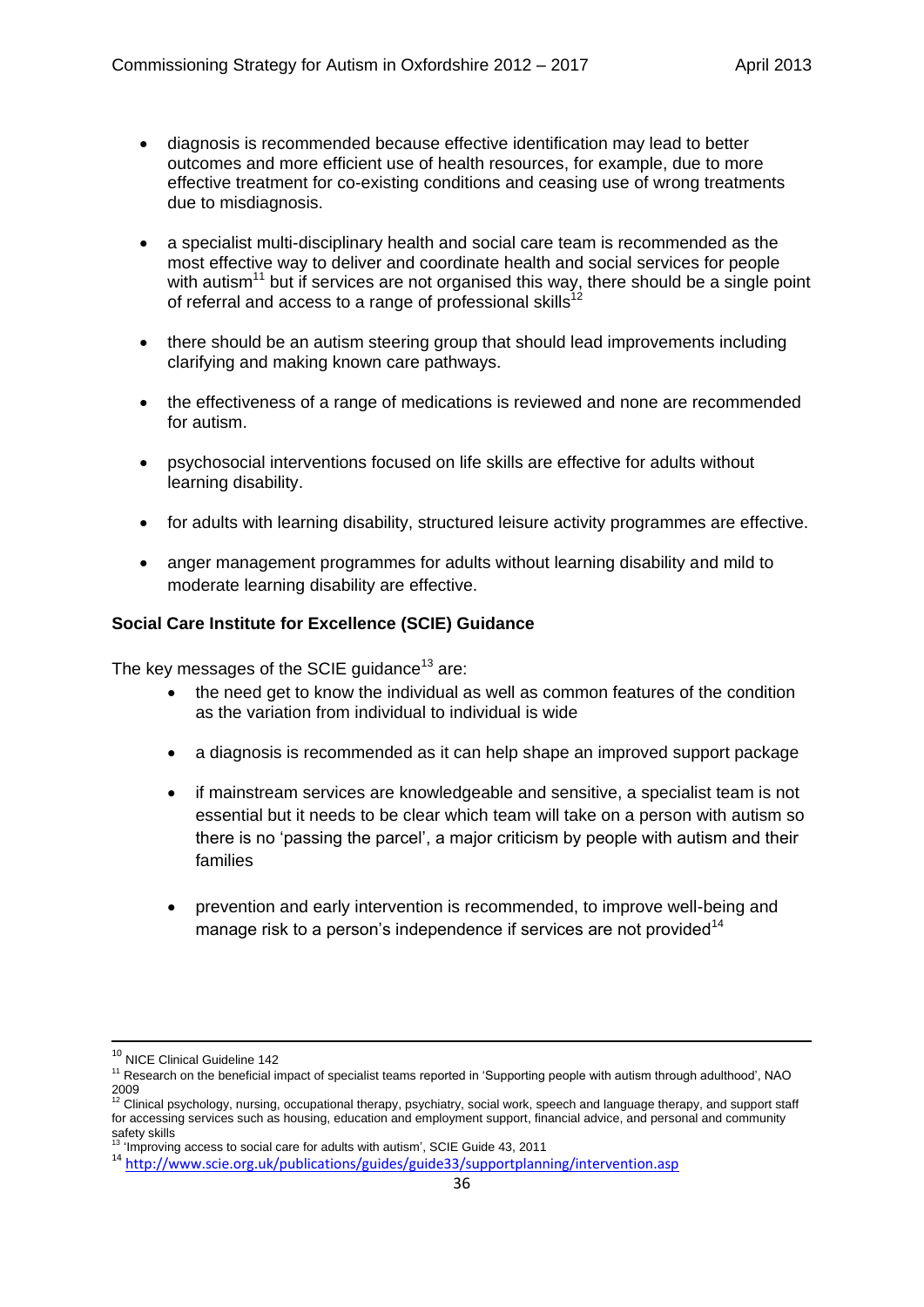- diagnosis is recommended because effective identification may lead to better outcomes and more efficient use of health resources, for example, due to more effective treatment for co-existing conditions and ceasing use of wrong treatments due to misdiagnosis.

- a specialist multi-disciplinary health and social care team is recommended as the most effective way to deliver and coordinate health and social services for people with autism[11] but if services are not organised this way, there should be a single point of referral and access to a range of professional skills[12]

- there should be an autism steering group that should lead improvements including clarifying and making known care pathways.

- the effectiveness of a range of medications is reviewed and none are recommended for autism.

- psychosocial interventions focused on life skills are effective for adults without learning disability.

- for adults with learning disability, structured leisure activity programmes are effective.

- anger management programmes for adults without learning disability and mild to moderate learning disability are effective.

**Social Care Institute for Excellence (SCIE) Guidance**

The key messages of the SCIE guidance[13] are:

- the need get to know the individual as well as common features of the condition as the variation from individual to individual is wide

- a diagnosis is recommended as it can help shape an improved support package

- if mainstream services are knowledgeable and sensitive, a specialist team is not essential but it needs to be clear which team will take on a person with autism so there is no 'passing the parcel', a major criticism by people with autism and their families

- prevention and early intervention is recommended, to improve well-being and manage risk to a person's independence if services are not provided[14]

---

[10] NICE Clinical Guideline 142

[11] Research on the beneficial impact of specialist teams reported in 'Supporting people with autism through adulthood', NAO 2009

[12] Clinical psychology, nursing, occupational therapy, psychiatry, social work, speech and language therapy, and support staff for accessing services such as housing, education and employment support, financial advice, and personal and community safety skills

[13] 'Improving access to social care for adults with autism', SCIE Guide 43, 2011

[14] http://www.scie.org.uk/publications/guides/guide33/supportplanning/intervention.asp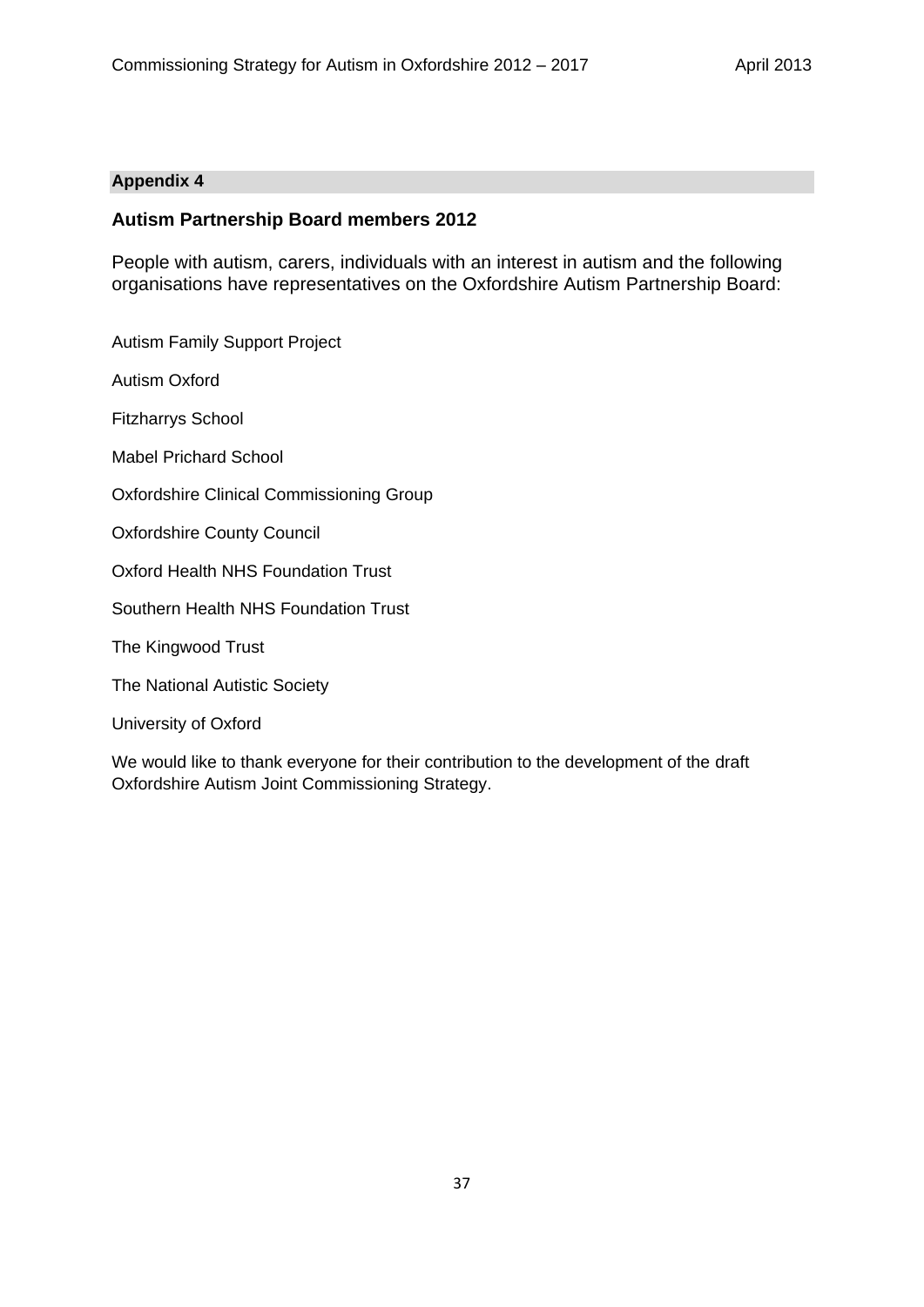## Appendix 4

### Autism Partnership Board members 2012

People with autism, carers, individuals with an interest in autism and the following organisations have representatives on the Oxfordshire Autism Partnership Board:

Autism Family Support Project

Autism Oxford

Fitzharrys School

Mabel Prichard School

Oxfordshire Clinical Commissioning Group

Oxfordshire County Council

Oxford Health NHS Foundation Trust

Southern Health NHS Foundation Trust

The Kingwood Trust

The National Autistic Society

University of Oxford

We would like to thank everyone for their contribution to the development of the draft Oxfordshire Autism Joint Commissioning Strategy.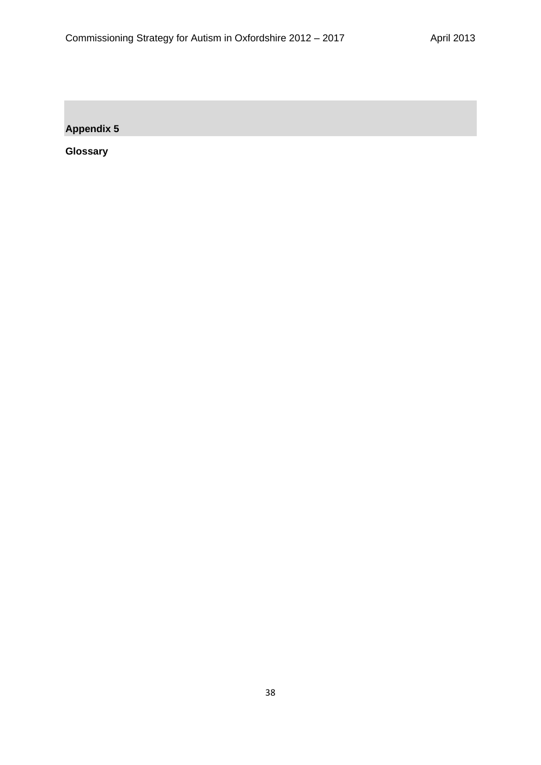## Appendix 5

**Glossary**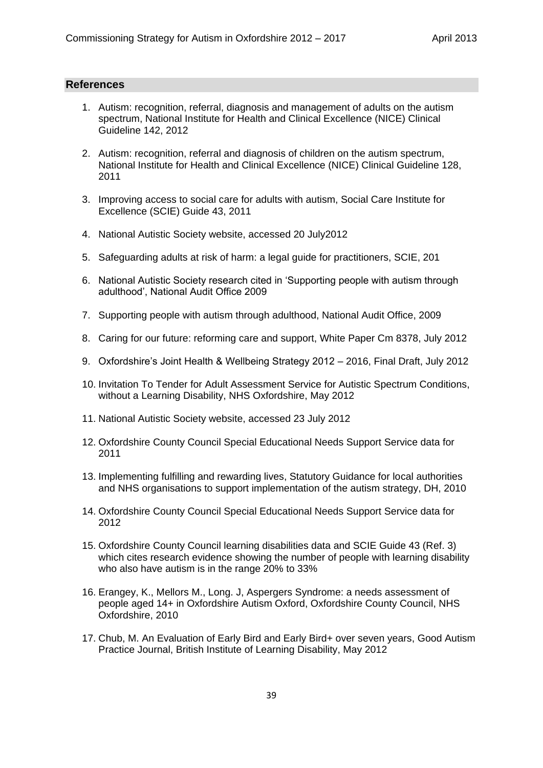## References

1. Autism: recognition, referral, diagnosis and management of adults on the autism spectrum, National Institute for Health and Clinical Excellence (NICE) Clinical Guideline 142, 2012

2. Autism: recognition, referral and diagnosis of children on the autism spectrum, National Institute for Health and Clinical Excellence (NICE) Clinical Guideline 128, 2011

3. Improving access to social care for adults with autism, Social Care Institute for Excellence (SCIE) Guide 43, 2011

4. National Autistic Society website, accessed 20 July2012

5. Safeguarding adults at risk of harm: a legal guide for practitioners, SCIE, 201

6. National Autistic Society research cited in 'Supporting people with autism through adulthood', National Audit Office 2009

7. Supporting people with autism through adulthood, National Audit Office, 2009

8. Caring for our future: reforming care and support, White Paper Cm 8378, July 2012

9. Oxfordshire's Joint Health & Wellbeing Strategy 2012 – 2016, Final Draft, July 2012

10. Invitation To Tender for Adult Assessment Service for Autistic Spectrum Conditions, without a Learning Disability, NHS Oxfordshire, May 2012

11. National Autistic Society website, accessed 23 July 2012

12. Oxfordshire County Council Special Educational Needs Support Service data for 2011

13. Implementing fulfilling and rewarding lives, Statutory Guidance for local authorities and NHS organisations to support implementation of the autism strategy, DH, 2010

14. Oxfordshire County Council Special Educational Needs Support Service data for 2012

15. Oxfordshire County Council learning disabilities data and SCIE Guide 43 (Ref. 3) which cites research evidence showing the number of people with learning disability who also have autism is in the range 20% to 33%

16. Erangey, K., Mellors M., Long. J, Aspergers Syndrome: a needs assessment of people aged 14+ in Oxfordshire Autism Oxford, Oxfordshire County Council, NHS Oxfordshire, 2010

17. Chub, M. An Evaluation of Early Bird and Early Bird+ over seven years, Good Autism Practice Journal, British Institute of Learning Disability, May 2012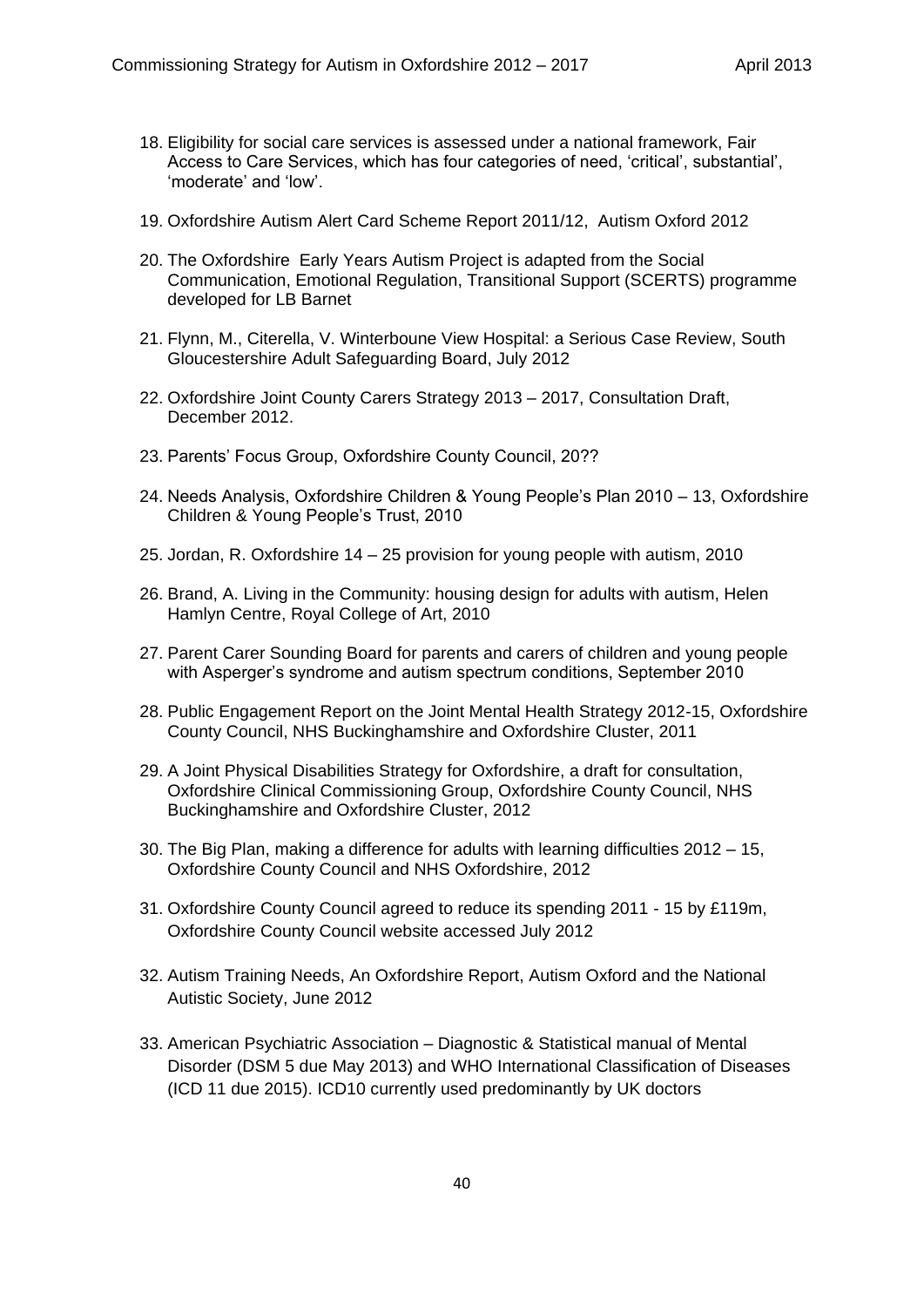18. Eligibility for social care services is assessed under a national framework, Fair Access to Care Services, which has four categories of need, 'critical', substantial', 'moderate' and 'low'.

19. Oxfordshire Autism Alert Card Scheme Report 2011/12, Autism Oxford 2012

20. The Oxfordshire Early Years Autism Project is adapted from the Social Communication, Emotional Regulation, Transitional Support (SCERTS) programme developed for LB Barnet

21. Flynn, M., Citerella, V. Winterboune View Hospital: a Serious Case Review, South Gloucestershire Adult Safeguarding Board, July 2012

22. Oxfordshire Joint County Carers Strategy 2013 – 2017, Consultation Draft, December 2012.

23. Parents' Focus Group, Oxfordshire County Council, 20??

24. Needs Analysis, Oxfordshire Children & Young People's Plan 2010 – 13, Oxfordshire Children & Young People's Trust, 2010

25. Jordan, R. Oxfordshire 14 – 25 provision for young people with autism, 2010

26. Brand, A. Living in the Community: housing design for adults with autism, Helen Hamlyn Centre, Royal College of Art, 2010

27. Parent Carer Sounding Board for parents and carers of children and young people with Asperger's syndrome and autism spectrum conditions, September 2010

28. Public Engagement Report on the Joint Mental Health Strategy 2012-15, Oxfordshire County Council, NHS Buckinghamshire and Oxfordshire Cluster, 2011

29. A Joint Physical Disabilities Strategy for Oxfordshire, a draft for consultation, Oxfordshire Clinical Commissioning Group, Oxfordshire County Council, NHS Buckinghamshire and Oxfordshire Cluster, 2012

30. The Big Plan, making a difference for adults with learning difficulties 2012 – 15, Oxfordshire County Council and NHS Oxfordshire, 2012

31. Oxfordshire County Council agreed to reduce its spending 2011 - 15 by £119m, Oxfordshire County Council website accessed July 2012

32. Autism Training Needs, An Oxfordshire Report, Autism Oxford and the National Autistic Society, June 2012

33. American Psychiatric Association – Diagnostic & Statistical manual of Mental Disorder (DSM 5 due May 2013) and WHO International Classification of Diseases (ICD 11 due 2015). ICD10 currently used predominantly by UK doctors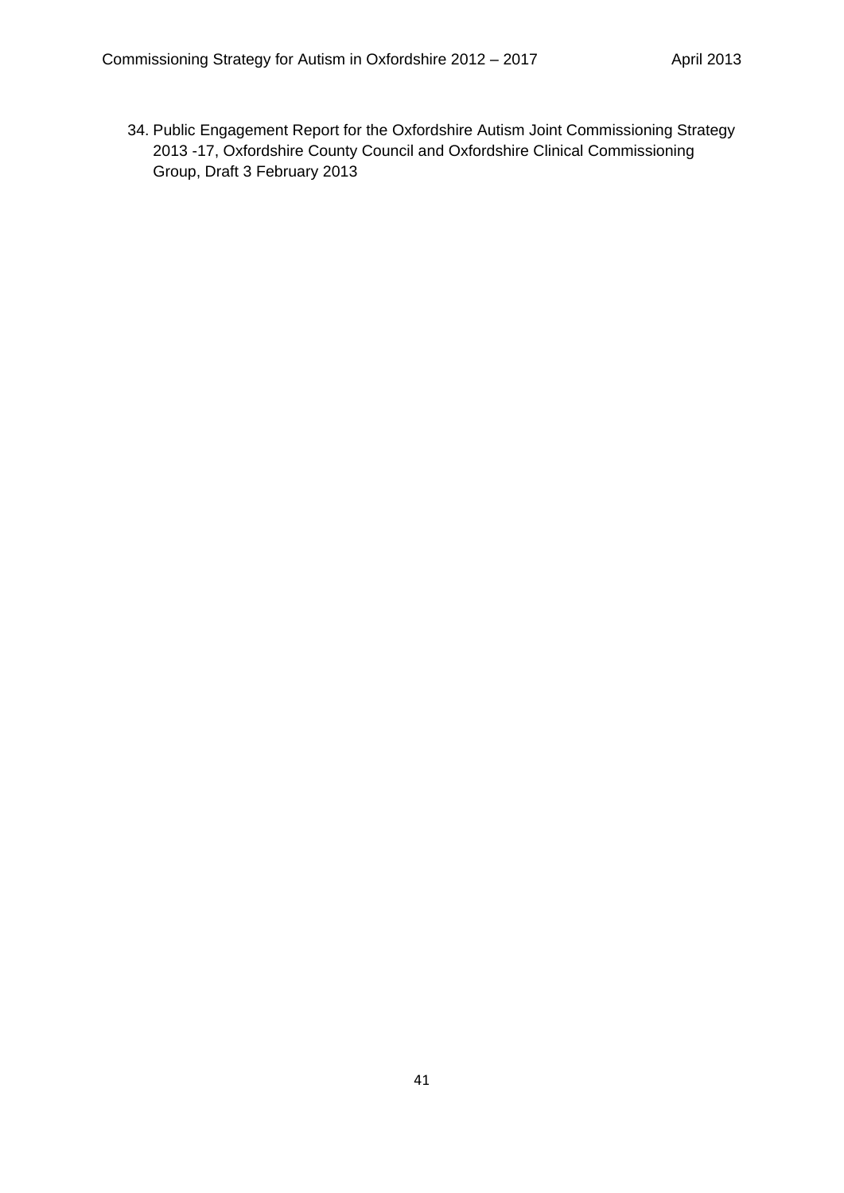34. Public Engagement Report for the Oxfordshire Autism Joint Commissioning Strategy 2013 -17, Oxfordshire County Council and Oxfordshire Clinical Commissioning Group, Draft 3 February 2013